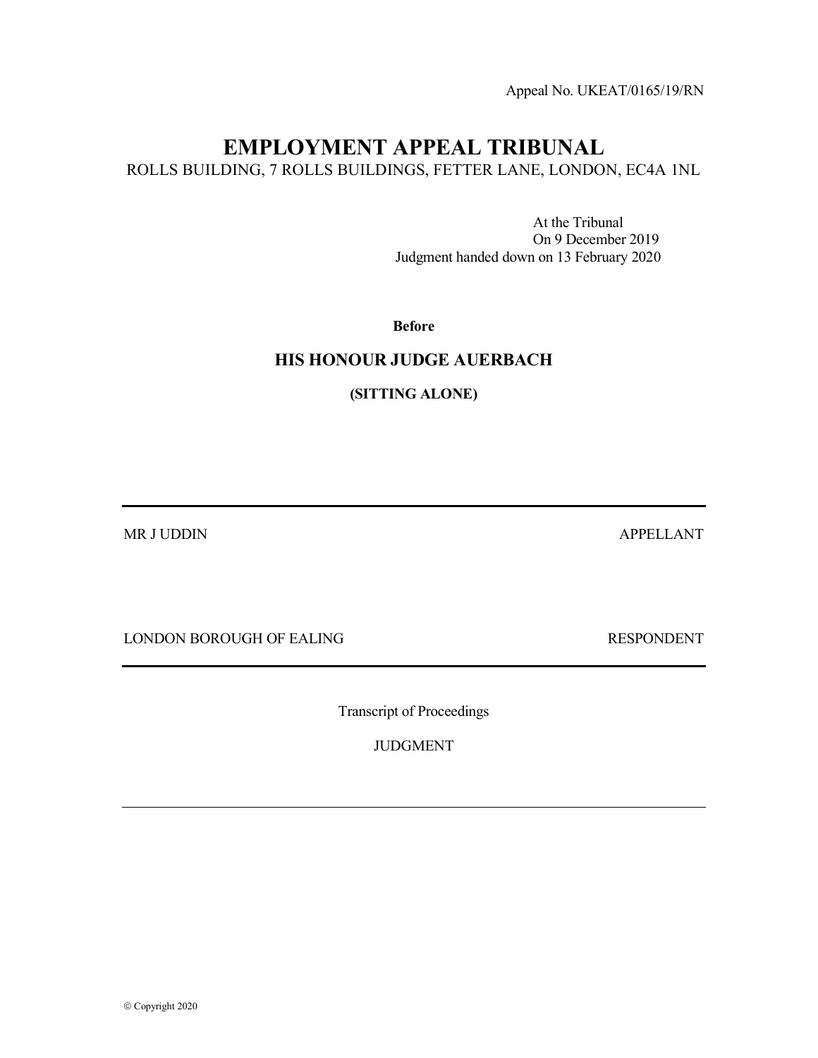Appeal No. UKEAT/0165/19/RN

# EMPLOYMENT APPEAL TRIBUNAL

ROLLS BUILDING, 7 ROLLS BUILDINGS, FETTER LANE, LONDON, EC4A 1NL

At the Tribunal
On 9 December 2019
Judgment handed down on 13 February 2020

**Before**

## HIS HONOUR JUDGE AUERBACH

**(SITTING ALONE)**

---

MR J UDDIN APPELLANT

LONDON BOROUGH OF EALING RESPONDENT

---

Transcript of Proceedings

JUDGMENT

---

© Copyright 2020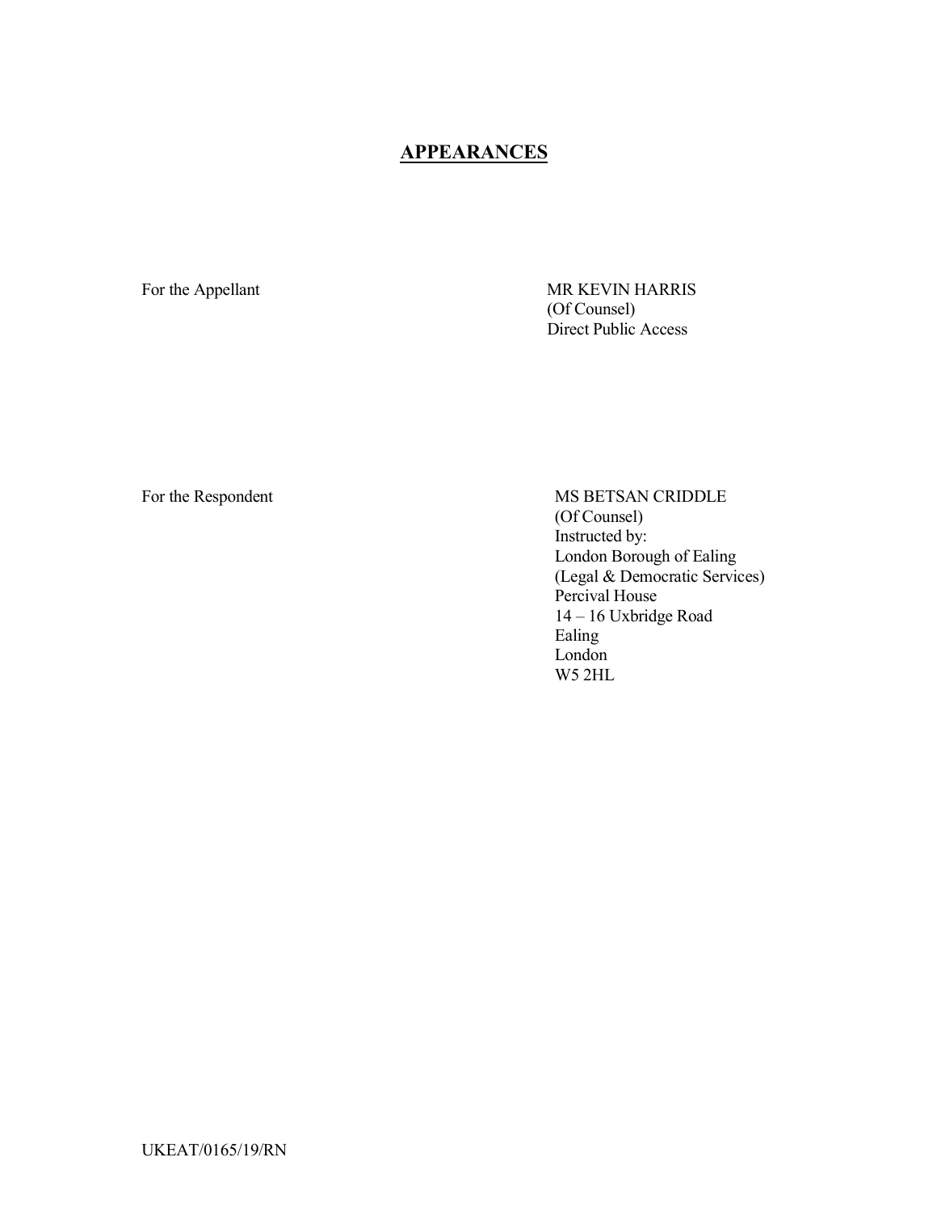## APPEARANCES

For the Appellant

MR KEVIN HARRIS
(Of Counsel)
Direct Public Access

For the Respondent

MS BETSAN CRIDDLE
(Of Counsel)
Instructed by:
London Borough of Ealing
(Legal & Democratic Services)
Percival House
14 – 16 Uxbridge Road
Ealing
London
W5 2HL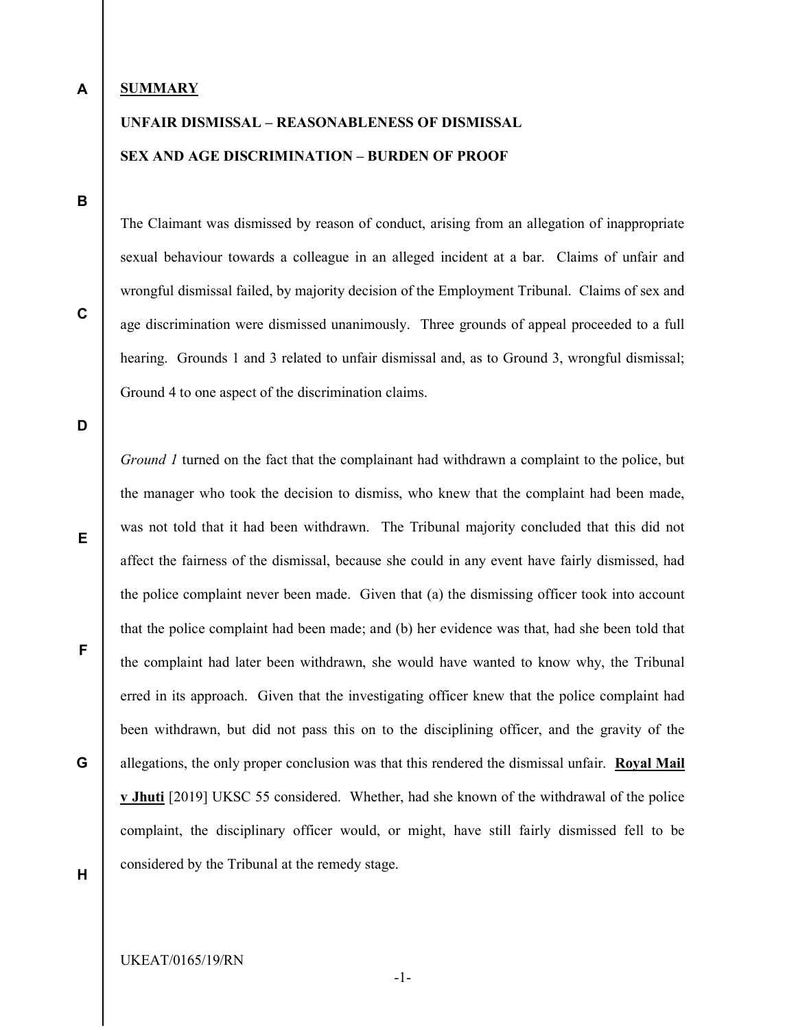**SUMMARY**

**UNFAIR DISMISSAL – REASONABLENESS OF DISMISSAL**

**SEX AND AGE DISCRIMINATION – BURDEN OF PROOF**

The Claimant was dismissed by reason of conduct, arising from an allegation of inappropriate sexual behaviour towards a colleague in an alleged incident at a bar. Claims of unfair and wrongful dismissal failed, by majority decision of the Employment Tribunal. Claims of sex and age discrimination were dismissed unanimously. Three grounds of appeal proceeded to a full hearing. Grounds 1 and 3 related to unfair dismissal and, as to Ground 3, wrongful dismissal; Ground 4 to one aspect of the discrimination claims.

*Ground 1* turned on the fact that the complainant had withdrawn a complaint to the police, but the manager who took the decision to dismiss, who knew that the complaint had been made, was not told that it had been withdrawn. The Tribunal majority concluded that this did not affect the fairness of the dismissal, because she could in any event have fairly dismissed, had the police complaint never been made. Given that (a) the dismissing officer took into account that the police complaint had been made; and (b) her evidence was that, had she been told that the complaint had later been withdrawn, she would have wanted to know why, the Tribunal erred in its approach. Given that the investigating officer knew that the police complaint had been withdrawn, but did not pass this on to the disciplining officer, and the gravity of the allegations, the only proper conclusion was that this rendered the dismissal unfair. **Royal Mail v Jhuti** [2019] UKSC 55 considered. Whether, had she known of the withdrawal of the police complaint, the disciplinary officer would, or might, have still fairly dismissed fell to be considered by the Tribunal at the remedy stage.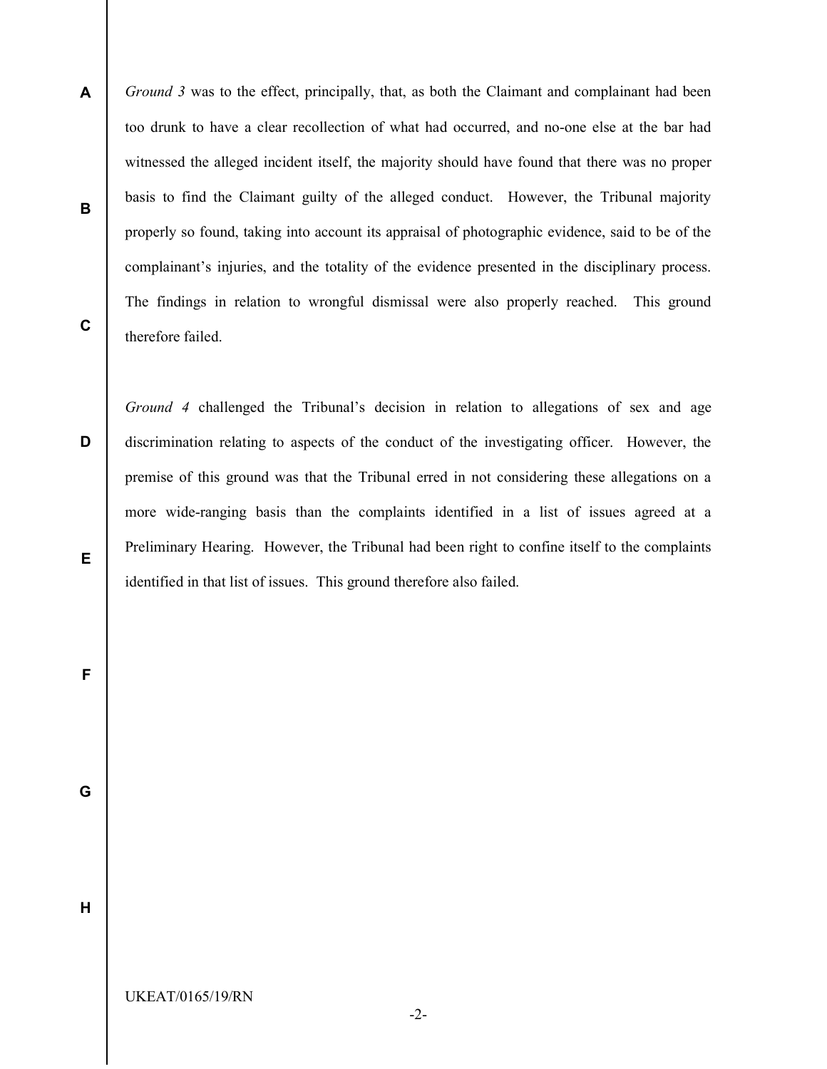*Ground 3* was to the effect, principally, that, as both the Claimant and complainant had been too drunk to have a clear recollection of what had occurred, and no-one else at the bar had witnessed the alleged incident itself, the majority should have found that there was no proper basis to find the Claimant guilty of the alleged conduct. However, the Tribunal majority properly so found, taking into account its appraisal of photographic evidence, said to be of the complainant's injuries, and the totality of the evidence presented in the disciplinary process. The findings in relation to wrongful dismissal were also properly reached. This ground therefore failed.

*Ground 4* challenged the Tribunal's decision in relation to allegations of sex and age discrimination relating to aspects of the conduct of the investigating officer. However, the premise of this ground was that the Tribunal erred in not considering these allegations on a more wide-ranging basis than the complaints identified in a list of issues agreed at a Preliminary Hearing. However, the Tribunal had been right to confine itself to the complaints identified in that list of issues. This ground therefore also failed.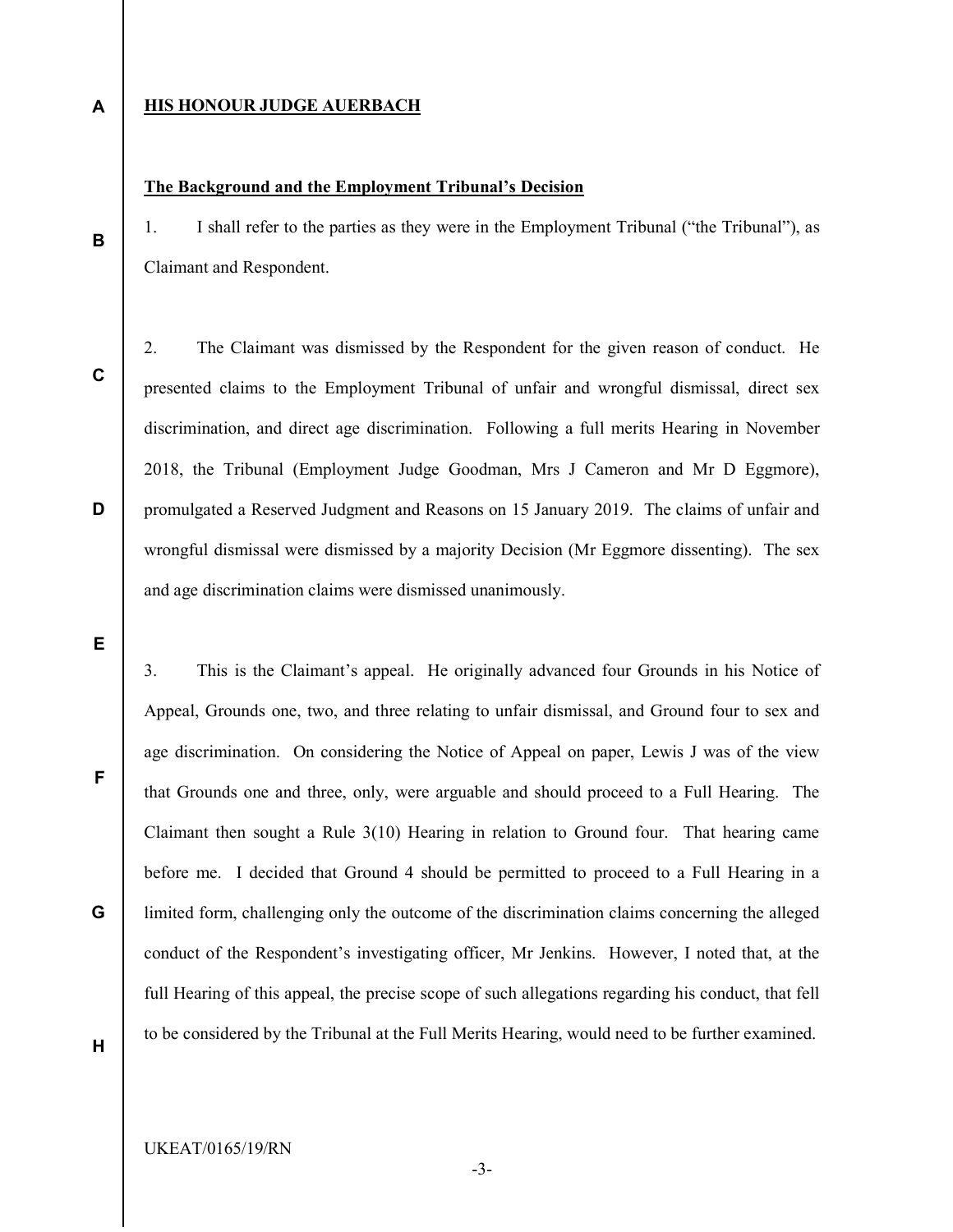**HIS HONOUR JUDGE AUERBACH**

**The Background and the Employment Tribunal's Decision**

1. I shall refer to the parties as they were in the Employment Tribunal ("the Tribunal"), as Claimant and Respondent.

2. The Claimant was dismissed by the Respondent for the given reason of conduct. He presented claims to the Employment Tribunal of unfair and wrongful dismissal, direct sex discrimination, and direct age discrimination. Following a full merits Hearing in November 2018, the Tribunal (Employment Judge Goodman, Mrs J Cameron and Mr D Eggmore), promulgated a Reserved Judgment and Reasons on 15 January 2019. The claims of unfair and wrongful dismissal were dismissed by a majority Decision (Mr Eggmore dissenting). The sex and age discrimination claims were dismissed unanimously.

3. This is the Claimant's appeal. He originally advanced four Grounds in his Notice of Appeal, Grounds one, two, and three relating to unfair dismissal, and Ground four to sex and age discrimination. On considering the Notice of Appeal on paper, Lewis J was of the view that Grounds one and three, only, were arguable and should proceed to a Full Hearing. The Claimant then sought a Rule 3(10) Hearing in relation to Ground four. That hearing came before me. I decided that Ground 4 should be permitted to proceed to a Full Hearing in a limited form, challenging only the outcome of the discrimination claims concerning the alleged conduct of the Respondent's investigating officer, Mr Jenkins. However, I noted that, at the full Hearing of this appeal, the precise scope of such allegations regarding his conduct, that fell to be considered by the Tribunal at the Full Merits Hearing, would need to be further examined.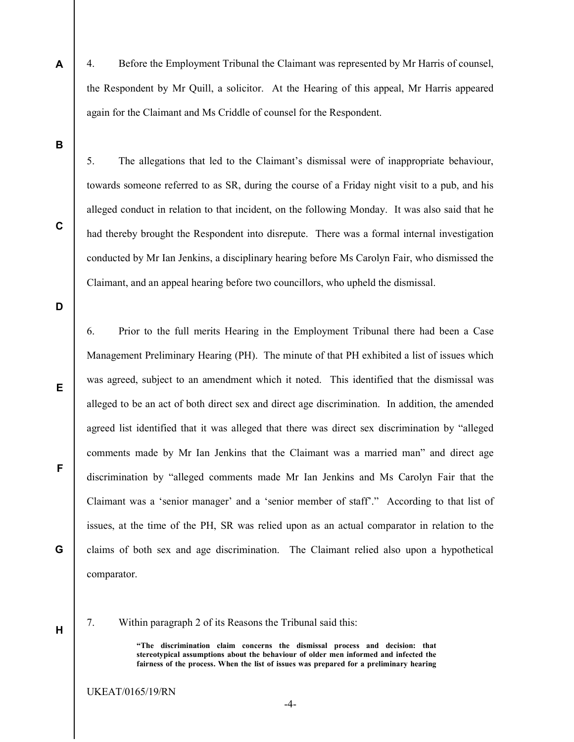4. Before the Employment Tribunal the Claimant was represented by Mr Harris of counsel, the Respondent by Mr Quill, a solicitor. At the Hearing of this appeal, Mr Harris appeared again for the Claimant and Ms Criddle of counsel for the Respondent.

5. The allegations that led to the Claimant's dismissal were of inappropriate behaviour, towards someone referred to as SR, during the course of a Friday night visit to a pub, and his alleged conduct in relation to that incident, on the following Monday. It was also said that he had thereby brought the Respondent into disrepute. There was a formal internal investigation conducted by Mr Ian Jenkins, a disciplinary hearing before Ms Carolyn Fair, who dismissed the Claimant, and an appeal hearing before two councillors, who upheld the dismissal.

6. Prior to the full merits Hearing in the Employment Tribunal there had been a Case Management Preliminary Hearing (PH). The minute of that PH exhibited a list of issues which was agreed, subject to an amendment which it noted. This identified that the dismissal was alleged to be an act of both direct sex and direct age discrimination. In addition, the amended agreed list identified that it was alleged that there was direct sex discrimination by "alleged comments made by Mr Ian Jenkins that the Claimant was a married man" and direct age discrimination by "alleged comments made Mr Ian Jenkins and Ms Carolyn Fair that the Claimant was a 'senior manager' and a 'senior member of staff'." According to that list of issues, at the time of the PH, SR was relied upon as an actual comparator in relation to the claims of both sex and age discrimination. The Claimant relied also upon a hypothetical comparator.

7. Within paragraph 2 of its Reasons the Tribunal said this:

> **"The discrimination claim concerns the dismissal process and decision: that stereotypical assumptions about the behaviour of older men informed and infected the fairness of the process. When the list of issues was prepared for a preliminary hearing**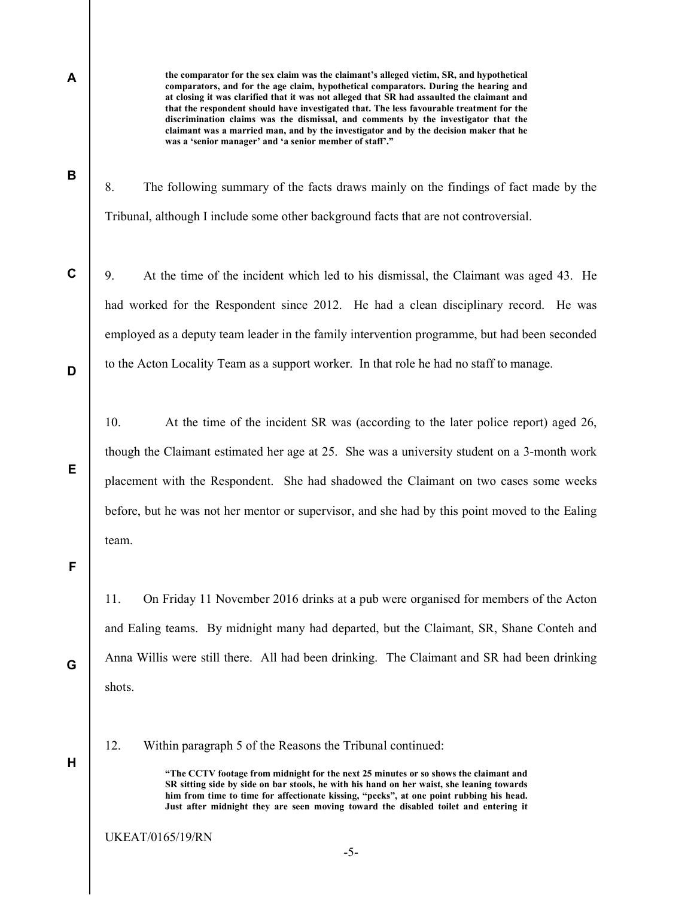**the comparator for the sex claim was the claimant's alleged victim, SR, and hypothetical comparators, and for the age claim, hypothetical comparators. During the hearing and at closing it was clarified that it was not alleged that SR had assaulted the claimant and that the respondent should have investigated that. The less favourable treatment for the discrimination claims was the dismissal, and comments by the investigator that the claimant was a married man, and by the investigator and by the decision maker that he was a 'senior manager' and 'a senior member of staff'."**

8. The following summary of the facts draws mainly on the findings of fact made by the Tribunal, although I include some other background facts that are not controversial.

9. At the time of the incident which led to his dismissal, the Claimant was aged 43. He had worked for the Respondent since 2012. He had a clean disciplinary record. He was employed as a deputy team leader in the family intervention programme, but had been seconded to the Acton Locality Team as a support worker. In that role he had no staff to manage.

10. At the time of the incident SR was (according to the later police report) aged 26, though the Claimant estimated her age at 25. She was a university student on a 3-month work placement with the Respondent. She had shadowed the Claimant on two cases some weeks before, but he was not her mentor or supervisor, and she had by this point moved to the Ealing team.

11. On Friday 11 November 2016 drinks at a pub were organised for members of the Acton and Ealing teams. By midnight many had departed, but the Claimant, SR, Shane Conteh and Anna Willis were still there. All had been drinking. The Claimant and SR had been drinking shots.

12. Within paragraph 5 of the Reasons the Tribunal continued:

> **"The CCTV footage from midnight for the next 25 minutes or so shows the claimant and SR sitting side by side on bar stools, he with his hand on her waist, she leaning towards him from time to time for affectionate kissing, "pecks", at one point rubbing his head. Just after midnight they are seen moving toward the disabled toilet and entering it**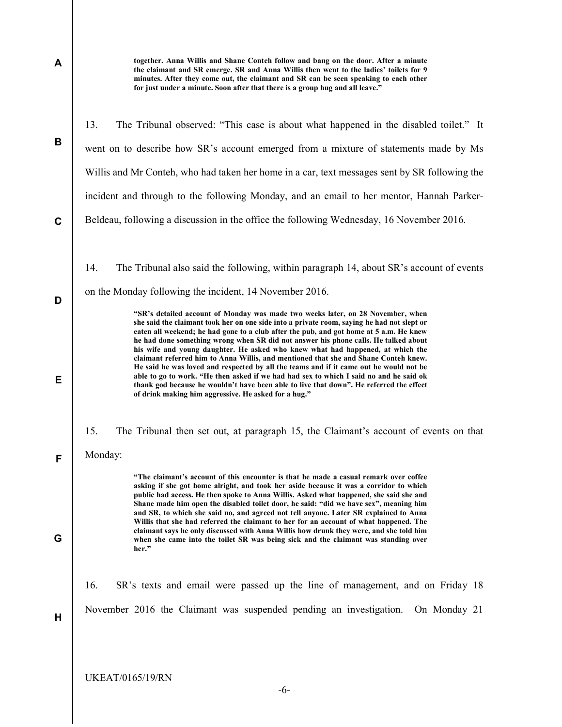**together. Anna Willis and Shane Conteh follow and bang on the door. After a minute the claimant and SR emerge. SR and Anna Willis then went to the ladies' toilets for 9 minutes. After they come out, the claimant and SR can be seen speaking to each other for just under a minute. Soon after that there is a group hug and all leave."**

13. The Tribunal observed: "This case is about what happened in the disabled toilet." It went on to describe how SR's account emerged from a mixture of statements made by Ms Willis and Mr Conteh, who had taken her home in a car, text messages sent by SR following the incident and through to the following Monday, and an email to her mentor, Hannah Parker-Beldeau, following a discussion in the office the following Wednesday, 16 November 2016.

14. The Tribunal also said the following, within paragraph 14, about SR's account of events on the Monday following the incident, 14 November 2016.

> **"SR's detailed account of Monday was made two weeks later, on 28 November, when she said the claimant took her on one side into a private room, saying he had not slept or eaten all weekend; he had gone to a club after the pub, and got home at 5 a.m. He knew he had done something wrong when SR did not answer his phone calls. He talked about his wife and young daughter. He asked who knew what had happened, at which the claimant referred him to Anna Willis, and mentioned that she and Shane Conteh knew. He said he was loved and respected by all the teams and if it came out he would not be able to go to work. "He then asked if we had had sex to which I said no and he said ok thank god because he wouldn't have been able to live that down". He referred the effect of drink making him aggressive. He asked for a hug."**

15. The Tribunal then set out, at paragraph 15, the Claimant's account of events on that Monday:

> **"The claimant's account of this encounter is that he made a casual remark over coffee asking if she got home alright, and took her aside because it was a corridor to which public had access. He then spoke to Anna Willis. Asked what happened, she said she and Shane made him open the disabled toilet door, he said: "did we have sex", meaning him and SR, to which she said no, and agreed not tell anyone. Later SR explained to Anna Willis that she had referred the claimant to her for an account of what happened. The claimant says he only discussed with Anna Willis how drunk they were, and she told him when she came into the toilet SR was being sick and the claimant was standing over her."**

16. SR's texts and email were passed up the line of management, and on Friday 18 November 2016 the Claimant was suspended pending an investigation. On Monday 21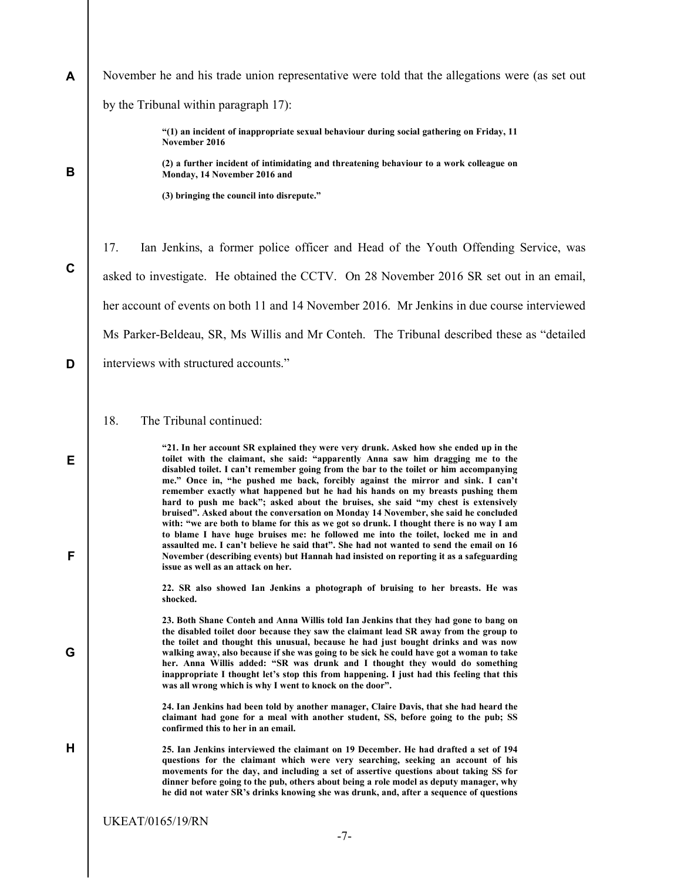November he and his trade union representative were told that the allegations were (as set out by the Tribunal within paragraph 17):

> **"(1) an incident of inappropriate sexual behaviour during social gathering on Friday, 11 November 2016**
>
> **(2) a further incident of intimidating and threatening behaviour to a work colleague on Monday, 14 November 2016 and**
>
> **(3) bringing the council into disrepute."**

17. Ian Jenkins, a former police officer and Head of the Youth Offending Service, was asked to investigate. He obtained the CCTV. On 28 November 2016 SR set out in an email, her account of events on both 11 and 14 November 2016. Mr Jenkins in due course interviewed Ms Parker-Beldeau, SR, Ms Willis and Mr Conteh. The Tribunal described these as "detailed interviews with structured accounts."

18. The Tribunal continued:

> **"21. In her account SR explained they were very drunk. Asked how she ended up in the toilet with the claimant, she said: "apparently Anna saw him dragging me to the disabled toilet. I can't remember going from the bar to the toilet or him accompanying me." Once in, "he pushed me back, forcibly against the mirror and sink. I can't remember exactly what happened but he had his hands on my breasts pushing them hard to push me back"; asked about the bruises, she said "my chest is extensively bruised". Asked about the conversation on Monday 14 November, she said he concluded with: "we are both to blame for this as we got so drunk. I thought there is no way I am to blame I have huge bruises me: he followed me into the toilet, locked me in and assaulted me. I can't believe he said that". She had not wanted to send the email on 16 November (describing events) but Hannah had insisted on reporting it as a safeguarding issue as well as an attack on her.**
>
> **22. SR also showed Ian Jenkins a photograph of bruising to her breasts. He was shocked.**
>
> **23. Both Shane Conteh and Anna Willis told Ian Jenkins that they had gone to bang on the disabled toilet door because they saw the claimant lead SR away from the group to the toilet and thought this unusual, because he had just bought drinks and was now walking away, also because if she was going to be sick he could have got a woman to take her. Anna Willis added: "SR was drunk and I thought they would do something inappropriate I thought let's stop this from happening. I just had this feeling that this was all wrong which is why I went to knock on the door".**
>
> **24. Ian Jenkins had been told by another manager, Claire Davis, that she had heard the claimant had gone for a meal with another student, SS, before going to the pub; SS confirmed this to her in an email.**
>
> **25. Ian Jenkins interviewed the claimant on 19 December. He had drafted a set of 194 questions for the claimant which were very searching, seeking an account of his movements for the day, and including a set of assertive questions about taking SS for dinner before going to the pub, others about being a role model as deputy manager, why he did not water SR's drinks knowing she was drunk, and, after a sequence of questions**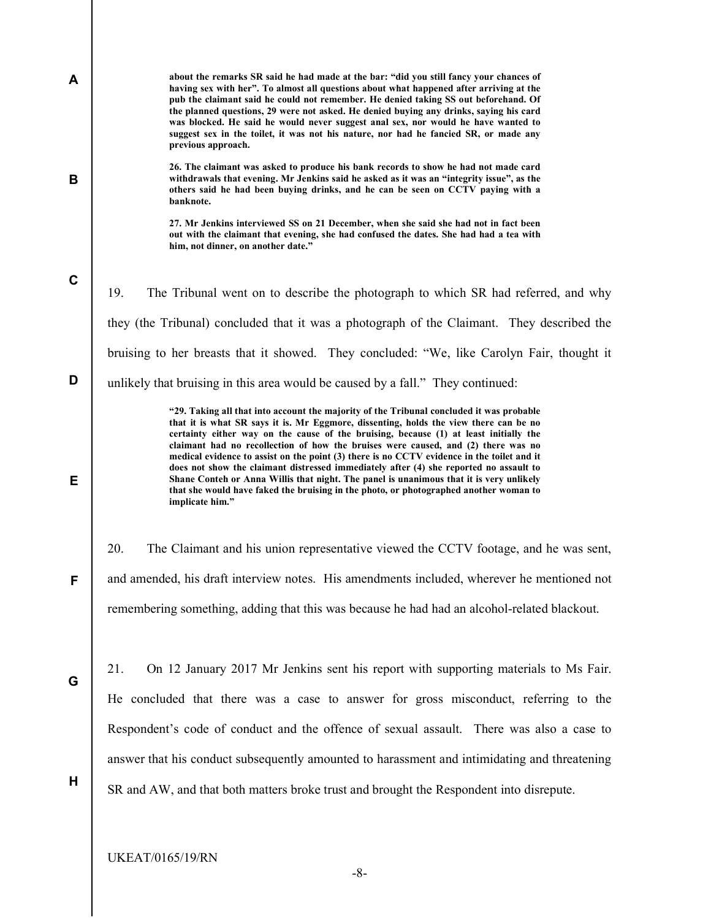> **about the remarks SR said he had made at the bar: "did you still fancy your chances of having sex with her". To almost all questions about what happened after arriving at the pub the claimant said he could not remember. He denied taking SS out beforehand. Of the planned questions, 29 were not asked. He denied buying any drinks, saying his card was blocked. He said he would never suggest anal sex, nor would he have wanted to suggest sex in the toilet, it was not his nature, nor had he fancied SR, or made any previous approach.**
>
> **26. The claimant was asked to produce his bank records to show he had not made card withdrawals that evening. Mr Jenkins said he asked as it was an "integrity issue", as the others said he had been buying drinks, and he can be seen on CCTV paying with a banknote.**
>
> **27. Mr Jenkins interviewed SS on 21 December, when she said she had not in fact been out with the claimant that evening, she had confused the dates. She had had a tea with him, not dinner, on another date."**

19. The Tribunal went on to describe the photograph to which SR had referred, and why they (the Tribunal) concluded that it was a photograph of the Claimant. They described the bruising to her breasts that it showed. They concluded: "We, like Carolyn Fair, thought it unlikely that bruising in this area would be caused by a fall." They continued:

> **"29. Taking all that into account the majority of the Tribunal concluded it was probable that it is what SR says it is. Mr Eggmore, dissenting, holds the view there can be no certainty either way on the cause of the bruising, because (1) at least initially the claimant had no recollection of how the bruises were caused, and (2) there was no medical evidence to assist on the point (3) there is no CCTV evidence in the toilet and it does not show the claimant distressed immediately after (4) she reported no assault to Shane Conteh or Anna Willis that night. The panel is unanimous that it is very unlikely that she would have faked the bruising in the photo, or photographed another woman to implicate him."**

20. The Claimant and his union representative viewed the CCTV footage, and he was sent, and amended, his draft interview notes. His amendments included, wherever he mentioned not remembering something, adding that this was because he had had an alcohol-related blackout.

21. On 12 January 2017 Mr Jenkins sent his report with supporting materials to Ms Fair. He concluded that there was a case to answer for gross misconduct, referring to the Respondent's code of conduct and the offence of sexual assault. There was also a case to answer that his conduct subsequently amounted to harassment and intimidating and threatening SR and AW, and that both matters broke trust and brought the Respondent into disrepute.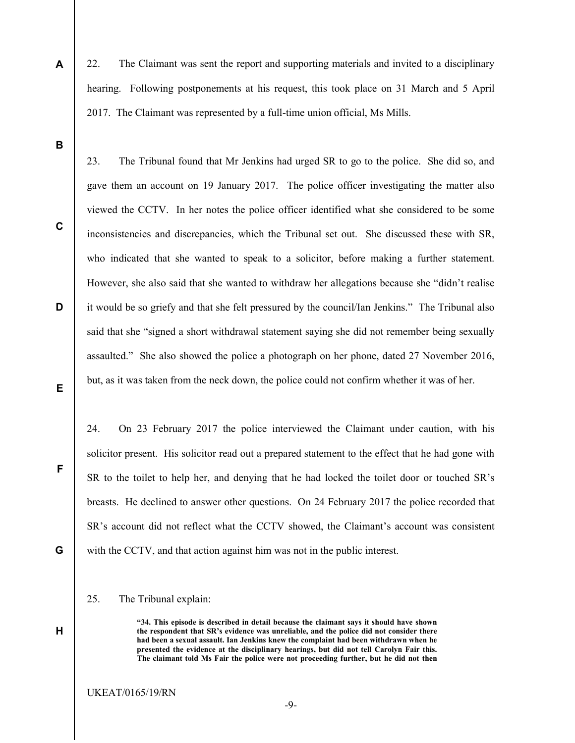22. The Claimant was sent the report and supporting materials and invited to a disciplinary hearing. Following postponements at his request, this took place on 31 March and 5 April 2017. The Claimant was represented by a full-time union official, Ms Mills.

23. The Tribunal found that Mr Jenkins had urged SR to go to the police. She did so, and gave them an account on 19 January 2017. The police officer investigating the matter also viewed the CCTV. In her notes the police officer identified what she considered to be some inconsistencies and discrepancies, which the Tribunal set out. She discussed these with SR, who indicated that she wanted to speak to a solicitor, before making a further statement. However, she also said that she wanted to withdraw her allegations because she "didn't realise it would be so griefy and that she felt pressured by the council/Ian Jenkins." The Tribunal also said that she "signed a short withdrawal statement saying she did not remember being sexually assaulted." She also showed the police a photograph on her phone, dated 27 November 2016, but, as it was taken from the neck down, the police could not confirm whether it was of her.

24. On 23 February 2017 the police interviewed the Claimant under caution, with his solicitor present. His solicitor read out a prepared statement to the effect that he had gone with SR to the toilet to help her, and denying that he had locked the toilet door or touched SR's breasts. He declined to answer other questions. On 24 February 2017 the police recorded that SR's account did not reflect what the CCTV showed, the Claimant's account was consistent with the CCTV, and that action against him was not in the public interest.

25. The Tribunal explain:

> **"34. This episode is described in detail because the claimant says it should have shown the respondent that SR's evidence was unreliable, and the police did not consider there had been a sexual assault. Ian Jenkins knew the complaint had been withdrawn when he presented the evidence at the disciplinary hearings, but did not tell Carolyn Fair this. The claimant told Ms Fair the police were not proceeding further, but he did not then**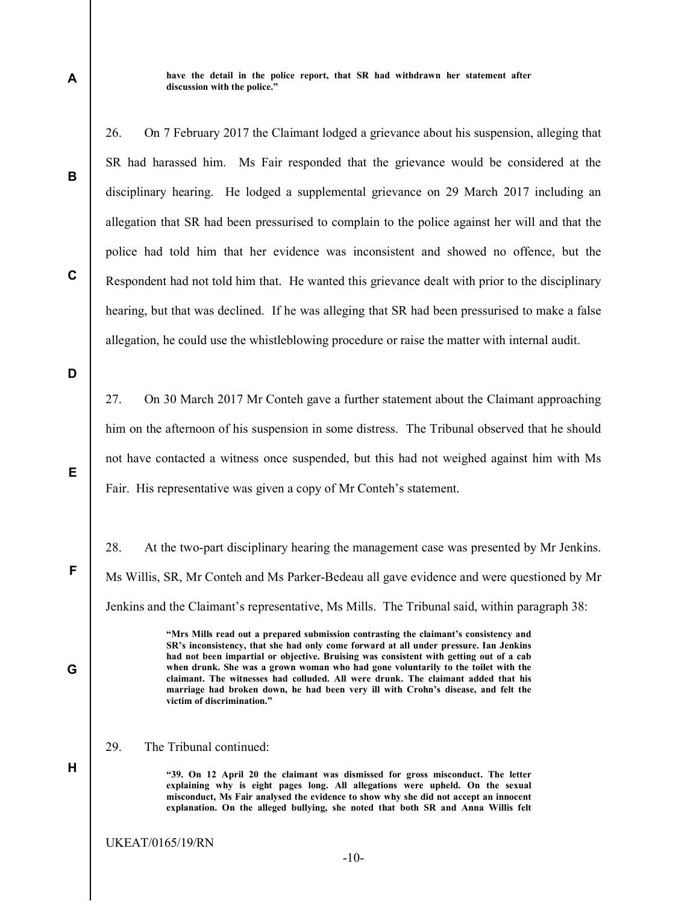**have the detail in the police report, that SR had withdrawn her statement after discussion with the police."**

26. On 7 February 2017 the Claimant lodged a grievance about his suspension, alleging that SR had harassed him. Ms Fair responded that the grievance would be considered at the disciplinary hearing. He lodged a supplemental grievance on 29 March 2017 including an allegation that SR had been pressurised to complain to the police against her will and that the police had told him that her evidence was inconsistent and showed no offence, but the Respondent had not told him that. He wanted this grievance dealt with prior to the disciplinary hearing, but that was declined. If he was alleging that SR had been pressurised to make a false allegation, he could use the whistleblowing procedure or raise the matter with internal audit.

27. On 30 March 2017 Mr Conteh gave a further statement about the Claimant approaching him on the afternoon of his suspension in some distress. The Tribunal observed that he should not have contacted a witness once suspended, but this had not weighed against him with Ms Fair. His representative was given a copy of Mr Conteh's statement.

28. At the two-part disciplinary hearing the management case was presented by Mr Jenkins. Ms Willis, SR, Mr Conteh and Ms Parker-Bedeau all gave evidence and were questioned by Mr Jenkins and the Claimant's representative, Ms Mills. The Tribunal said, within paragraph 38:

> **"Mrs Mills read out a prepared submission contrasting the claimant's consistency and SR's inconsistency, that she had only come forward at all under pressure. Ian Jenkins had not been impartial or objective. Bruising was consistent with getting out of a cab when drunk. She was a grown woman who had gone voluntarily to the toilet with the claimant. The witnesses had colluded. All were drunk. The claimant added that his marriage had broken down, he had been very ill with Crohn's disease, and felt the victim of discrimination."**

29. The Tribunal continued:

> **"39. On 12 April 20 the claimant was dismissed for gross misconduct. The letter explaining why is eight pages long. All allegations were upheld. On the sexual misconduct, Ms Fair analysed the evidence to show why she did not accept an innocent explanation. On the alleged bullying, she noted that both SR and Anna Willis felt**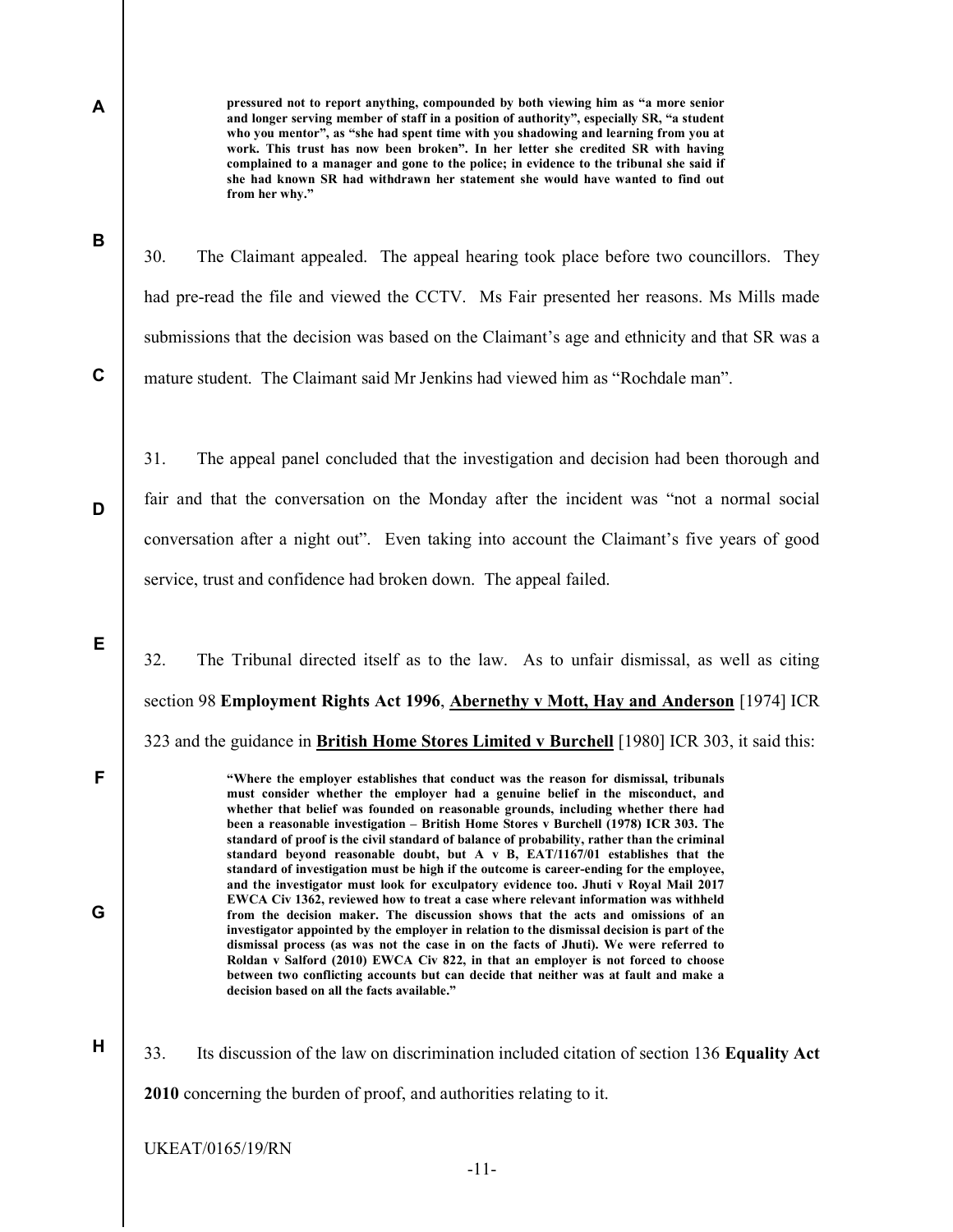**pressured not to report anything, compounded by both viewing him as "a more senior and longer serving member of staff in a position of authority", especially SR, "a student who you mentor", as "she had spent time with you shadowing and learning from you at work. This trust has now been broken". In her letter she credited SR with having complained to a manager and gone to the police; in evidence to the tribunal she said if she had known SR had withdrawn her statement she would have wanted to find out from her why."**

30. The Claimant appealed. The appeal hearing took place before two councillors. They had pre-read the file and viewed the CCTV. Ms Fair presented her reasons. Ms Mills made submissions that the decision was based on the Claimant's age and ethnicity and that SR was a mature student. The Claimant said Mr Jenkins had viewed him as "Rochdale man".

31. The appeal panel concluded that the investigation and decision had been thorough and fair and that the conversation on the Monday after the incident was "not a normal social conversation after a night out". Even taking into account the Claimant's five years of good service, trust and confidence had broken down. The appeal failed.

32. The Tribunal directed itself as to the law. As to unfair dismissal, as well as citing section 98 **Employment Rights Act 1996**, **Abernethy v Mott, Hay and Anderson** [1974] ICR 323 and the guidance in **British Home Stores Limited v Burchell** [1980] ICR 303, it said this:

> **"Where the employer establishes that conduct was the reason for dismissal, tribunals must consider whether the employer had a genuine belief in the misconduct, and whether that belief was founded on reasonable grounds, including whether there had been a reasonable investigation – British Home Stores v Burchell (1978) ICR 303. The standard of proof is the civil standard of balance of probability, rather than the criminal standard beyond reasonable doubt, but A v B, EAT/1167/01 establishes that the standard of investigation must be high if the outcome is career-ending for the employee, and the investigator must look for exculpatory evidence too. Jhuti v Royal Mail 2017 EWCA Civ 1362, reviewed how to treat a case where relevant information was withheld from the decision maker. The discussion shows that the acts and omissions of an investigator appointed by the employer in relation to the dismissal decision is part of the dismissal process (as was not the case in on the facts of Jhuti). We were referred to Roldan v Salford (2010) EWCA Civ 822, in that an employer is not forced to choose between two conflicting accounts but can decide that neither was at fault and make a decision based on all the facts available."**

33. Its discussion of the law on discrimination included citation of section 136 **Equality Act 2010** concerning the burden of proof, and authorities relating to it.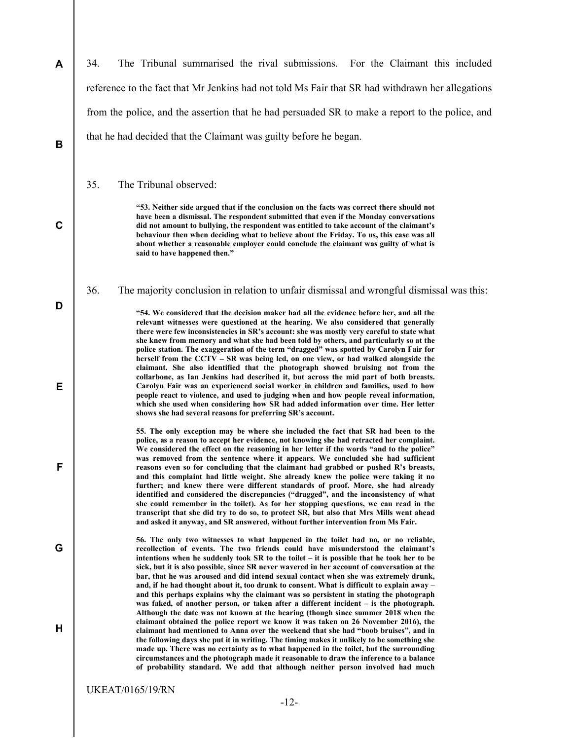34. The Tribunal summarised the rival submissions. For the Claimant this included reference to the fact that Mr Jenkins had not told Ms Fair that SR had withdrawn her allegations from the police, and the assertion that he had persuaded SR to make a report to the police, and that he had decided that the Claimant was guilty before he began.

35. The Tribunal observed:

> **"53. Neither side argued that if the conclusion on the facts was correct there should not have been a dismissal. The respondent submitted that even if the Monday conversations did not amount to bullying, the respondent was entitled to take account of the claimant's behaviour then when deciding what to believe about the Friday. To us, this case was all about whether a reasonable employer could conclude the claimant was guilty of what is said to have happened then."**

36. The majority conclusion in relation to unfair dismissal and wrongful dismissal was this:

> **"54. We considered that the decision maker had all the evidence before her, and all the relevant witnesses were questioned at the hearing. We also considered that generally there were few inconsistencies in SR's account: she was mostly very careful to state what she knew from memory and what she had been told by others, and particularly so at the police station. The exaggeration of the term "dragged" was spotted by Carolyn Fair for herself from the CCTV – SR was being led, on one view, or had walked alongside the claimant. She also identified that the photograph showed bruising not from the collarbone, as Ian Jenkins had described it, but across the mid part of both breasts. Carolyn Fair was an experienced social worker in children and families, used to how people react to violence, and used to judging when and how people reveal information, which she used when considering how SR had added information over time. Her letter shows she had several reasons for preferring SR's account.**
>
> **55. The only exception may be where she included the fact that SR had been to the police, as a reason to accept her evidence, not knowing she had retracted her complaint. We considered the effect on the reasoning in her letter if the words "and to the police" was removed from the sentence where it appears. We concluded she had sufficient reasons even so for concluding that the claimant had grabbed or pushed R's breasts, and this complaint had little weight. She already knew the police were taking it no further; and knew there were different standards of proof. More, she had already identified and considered the discrepancies ("dragged", and the inconsistency of what she could remember in the toilet). As for her stopping questions, we can read in the transcript that she did try to do so, to protect SR, but also that Mrs Mills went ahead and asked it anyway, and SR answered, without further intervention from Ms Fair.**
>
> **56. The only two witnesses to what happened in the toilet had no, or no reliable, recollection of events. The two friends could have misunderstood the claimant's intentions when he suddenly took SR to the toilet – it is possible that he took her to be sick, but it is also possible, since SR never wavered in her account of conversation at the bar, that he was aroused and did intend sexual contact when she was extremely drunk, and, if he had thought about it, too drunk to consent. What is difficult to explain away – and this perhaps explains why the claimant was so persistent in stating the photograph was faked, of another person, or taken after a different incident – is the photograph. Although the date was not known at the hearing (though since summer 2018 when the claimant obtained the police report we know it was taken on 26 November 2016), the claimant had mentioned to Anna over the weekend that she had "boob bruises", and in the following days she put it in writing. The timing makes it unlikely to be something she made up. There was no certainty as to what happened in the toilet, but the surrounding circumstances and the photograph made it reasonable to draw the inference to a balance of probability standard. We add that although neither person involved had much**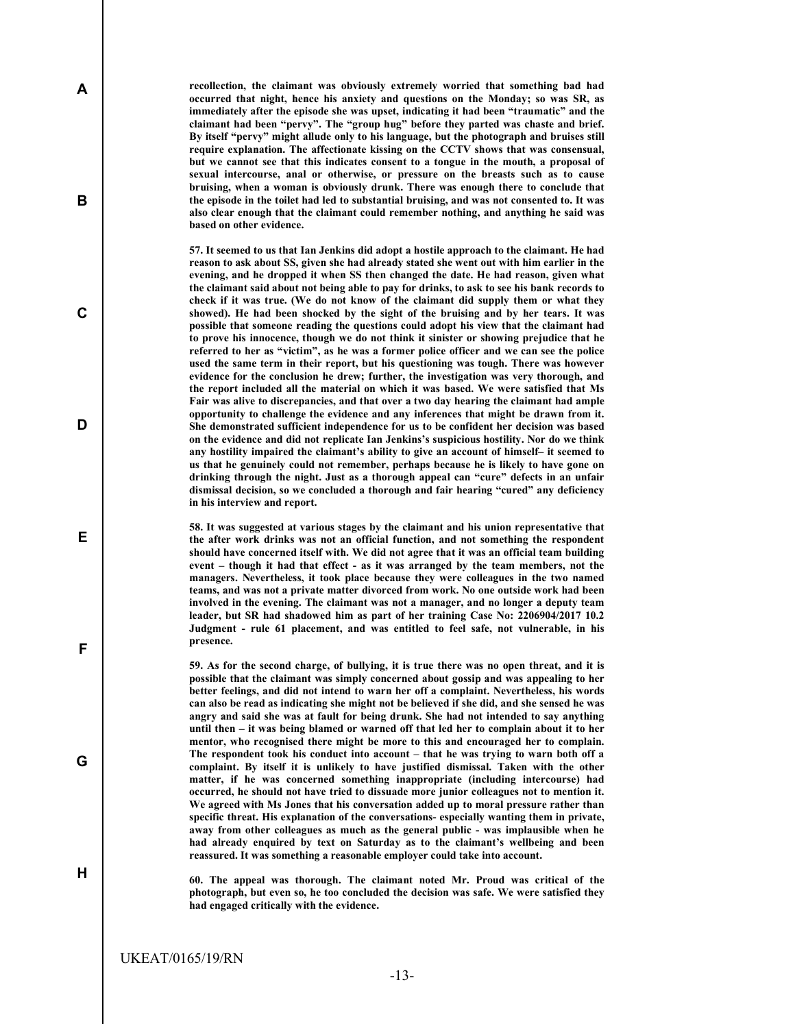**recollection, the claimant was obviously extremely worried that something bad had occurred that night, hence his anxiety and questions on the Monday; so was SR, as immediately after the episode she was upset, indicating it had been "traumatic" and the claimant had been "pervy". The "group hug" before they parted was chaste and brief. By itself "pervy" might allude only to his language, but the photograph and bruises still require explanation. The affectionate kissing on the CCTV shows that was consensual, but we cannot see that this indicates consent to a tongue in the mouth, a proposal of sexual intercourse, anal or otherwise, or pressure on the breasts such as to cause bruising, when a woman is obviously drunk. There was enough there to conclude that the episode in the toilet had led to substantial bruising, and was not consented to. It was also clear enough that the claimant could remember nothing, and anything he said was based on other evidence.**

**57. It seemed to us that Ian Jenkins did adopt a hostile approach to the claimant. He had reason to ask about SS, given she had already stated she went out with him earlier in the evening, and he dropped it when SS then changed the date. He had reason, given what the claimant said about not being able to pay for drinks, to ask to see his bank records to check if it was true. (We do not know of the claimant did supply them or what they showed). He had been shocked by the sight of the bruising and by her tears. It was possible that someone reading the questions could adopt his view that the claimant had to prove his innocence, though we do not think it sinister or showing prejudice that he referred to her as "victim", as he was a former police officer and we can see the police used the same term in their report, but his questioning was tough. There was however evidence for the conclusion he drew; further, the investigation was very thorough, and the report included all the material on which it was based. We were satisfied that Ms Fair was alive to discrepancies, and that over a two day hearing the claimant had ample opportunity to challenge the evidence and any inferences that might be drawn from it. She demonstrated sufficient independence for us to be confident her decision was based on the evidence and did not replicate Ian Jenkins's suspicious hostility. Nor do we think any hostility impaired the claimant's ability to give an account of himself– it seemed to us that he genuinely could not remember, perhaps because he is likely to have gone on drinking through the night. Just as a thorough appeal can "cure" defects in an unfair dismissal decision, so we concluded a thorough and fair hearing "cured" any deficiency in his interview and report.**

**58. It was suggested at various stages by the claimant and his union representative that the after work drinks was not an official function, and not something the respondent should have concerned itself with. We did not agree that it was an official team building event – though it had that effect - as it was arranged by the team members, not the managers. Nevertheless, it took place because they were colleagues in the two named teams, and was not a private matter divorced from work. No one outside work had been involved in the evening. The claimant was not a manager, and no longer a deputy team leader, but SR had shadowed him as part of her training Case No: 2206904/2017 10.2 Judgment - rule 61 placement, and was entitled to feel safe, not vulnerable, in his presence.**

**59. As for the second charge, of bullying, it is true there was no open threat, and it is possible that the claimant was simply concerned about gossip and was appealing to her better feelings, and did not intend to warn her off a complaint. Nevertheless, his words can also be read as indicating she might not be believed if she did, and she sensed he was angry and said she was at fault for being drunk. She had not intended to say anything until then – it was being blamed or warned off that led her to complain about it to her mentor, who recognised there might be more to this and encouraged her to complain. The respondent took his conduct into account – that he was trying to warn both off a complaint. By itself it is unlikely to have justified dismissal. Taken with the other matter, if he was concerned something inappropriate (including intercourse) had occurred, he should not have tried to dissuade more junior colleagues not to mention it. We agreed with Ms Jones that his conversation added up to moral pressure rather than specific threat. His explanation of the conversations- especially wanting them in private, away from other colleagues as much as the general public - was implausible when he had already enquired by text on Saturday as to the claimant's wellbeing and been reassured. It was something a reasonable employer could take into account.**

**60. The appeal was thorough. The claimant noted Mr. Proud was critical of the photograph, but even so, he too concluded the decision was safe. We were satisfied they had engaged critically with the evidence.**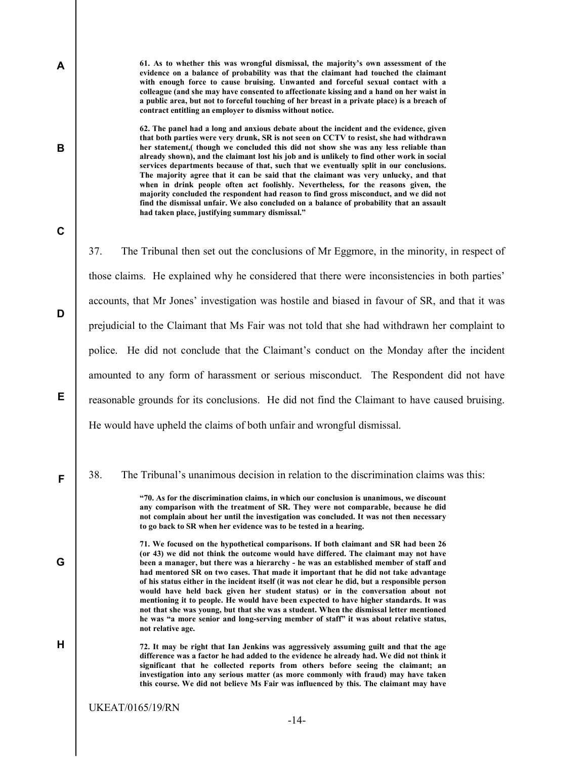**61. As to whether this was wrongful dismissal, the majority's own assessment of the evidence on a balance of probability was that the claimant had touched the claimant with enough force to cause bruising. Unwanted and forceful sexual contact with a colleague (and she may have consented to affectionate kissing and a hand on her waist in a public area, but not to forceful touching of her breast in a private place) is a breach of contract entitling an employer to dismiss without notice.**

**62. The panel had a long and anxious debate about the incident and the evidence, given that both parties were very drunk, SR is not seen on CCTV to resist, she had withdrawn her statement,( though we concluded this did not show she was any less reliable than already shown), and the claimant lost his job and is unlikely to find other work in social services departments because of that, such that we eventually split in our conclusions. The majority agree that it can be said that the claimant was very unlucky, and that when in drink people often act foolishly. Nevertheless, for the reasons given, the majority concluded the respondent had reason to find gross misconduct, and we did not find the dismissal unfair. We also concluded on a balance of probability that an assault had taken place, justifying summary dismissal."**

37. The Tribunal then set out the conclusions of Mr Eggmore, in the minority, in respect of those claims. He explained why he considered that there were inconsistencies in both parties' accounts, that Mr Jones' investigation was hostile and biased in favour of SR, and that it was prejudicial to the Claimant that Ms Fair was not told that she had withdrawn her complaint to police. He did not conclude that the Claimant's conduct on the Monday after the incident amounted to any form of harassment or serious misconduct. The Respondent did not have reasonable grounds for its conclusions. He did not find the Claimant to have caused bruising. He would have upheld the claims of both unfair and wrongful dismissal.

38. The Tribunal's unanimous decision in relation to the discrimination claims was this:

**"70. As for the discrimination claims, in which our conclusion is unanimous, we discount any comparison with the treatment of SR. They were not comparable, because he did not complain about her until the investigation was concluded. It was not then necessary to go back to SR when her evidence was to be tested in a hearing.**

**71. We focused on the hypothetical comparisons. If both claimant and SR had been 26 (or 43) we did not think the outcome would have differed. The claimant may not have been a manager, but there was a hierarchy - he was an established member of staff and had mentored SR on two cases. That made it important that he did not take advantage of his status either in the incident itself (it was not clear he did, but a responsible person would have held back given her student status) or in the conversation about not mentioning it to people. He would have been expected to have higher standards. It was not that she was young, but that she was a student. When the dismissal letter mentioned he was "a more senior and long-serving member of staff" it was about relative status, not relative age.**

**72. It may be right that Ian Jenkins was aggressively assuming guilt and that the age difference was a factor he had added to the evidence he already had. We did not think it significant that he collected reports from others before seeing the claimant; an investigation into any serious matter (as more commonly with fraud) may have taken this course. We did not believe Ms Fair was influenced by this. The claimant may have**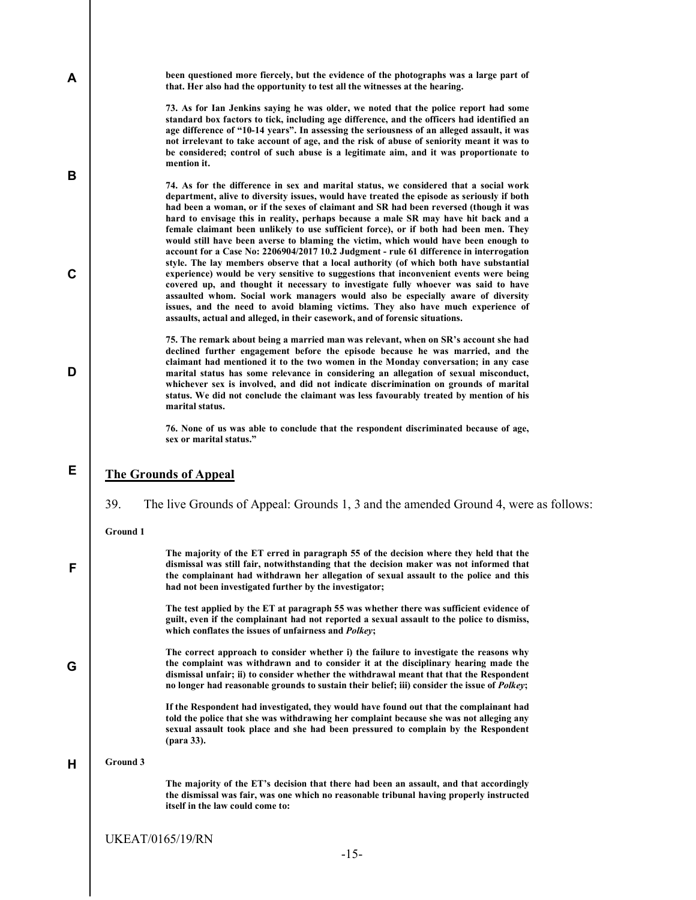**been questioned more fiercely, but the evidence of the photographs was a large part of that. Her also had the opportunity to test all the witnesses at the hearing.**

**73. As for Ian Jenkins saying he was older, we noted that the police report had some standard box factors to tick, including age difference, and the officers had identified an age difference of "10-14 years". In assessing the seriousness of an alleged assault, it was not irrelevant to take account of age, and the risk of abuse of seniority meant it was to be considered; control of such abuse is a legitimate aim, and it was proportionate to mention it.**

**74. As for the difference in sex and marital status, we considered that a social work department, alive to diversity issues, would have treated the episode as seriously if both had been a woman, or if the sexes of claimant and SR had been reversed (though it was hard to envisage this in reality, perhaps because a male SR may have hit back and a female claimant been unlikely to use sufficient force), or if both had been men. They would still have been averse to blaming the victim, which would have been enough to account for a Case No: 2206904/2017 10.2 Judgment - rule 61 difference in interrogation style. The lay members observe that a local authority (of which both have substantial experience) would be very sensitive to suggestions that inconvenient events were being covered up, and thought it necessary to investigate fully whoever was said to have assaulted whom. Social work managers would also be especially aware of diversity issues, and the need to avoid blaming victims. They also have much experience of assaults, actual and alleged, in their casework, and of forensic situations.**

**75. The remark about being a married man was relevant, when on SR's account she had declined further engagement before the episode because he was married, and the claimant had mentioned it to the two women in the Monday conversation; in any case marital status has some relevance in considering an allegation of sexual misconduct, whichever sex is involved, and did not indicate discrimination on grounds of marital status. We did not conclude the claimant was less favourably treated by mention of his marital status.**

**76. None of us was able to conclude that the respondent discriminated because of age, sex or marital status."**

## The Grounds of Appeal

39. The live Grounds of Appeal: Grounds 1, 3 and the amended Ground 4, were as follows:

**Ground 1**

**The majority of the ET erred in paragraph 55 of the decision where they held that the dismissal was still fair, notwithstanding that the decision maker was not informed that the complainant had withdrawn her allegation of sexual assault to the police and this had not been investigated further by the investigator;**

**The test applied by the ET at paragraph 55 was whether there was sufficient evidence of guilt, even if the complainant had not reported a sexual assault to the police to dismiss, which conflates the issues of unfairness and *Polkey*;**

**The correct approach to consider whether i) the failure to investigate the reasons why the complaint was withdrawn and to consider it at the disciplinary hearing made the dismissal unfair; ii) to consider whether the withdrawal meant that that the Respondent no longer had reasonable grounds to sustain their belief; iii) consider the issue of *Polkey*;**

**If the Respondent had investigated, they would have found out that the complainant had told the police that she was withdrawing her complaint because she was not alleging any sexual assault took place and she had been pressured to complain by the Respondent (para 33).**

**Ground 3**

**The majority of the ET's decision that there had been an assault, and that accordingly the dismissal was fair, was one which no reasonable tribunal having properly instructed itself in the law could come to:**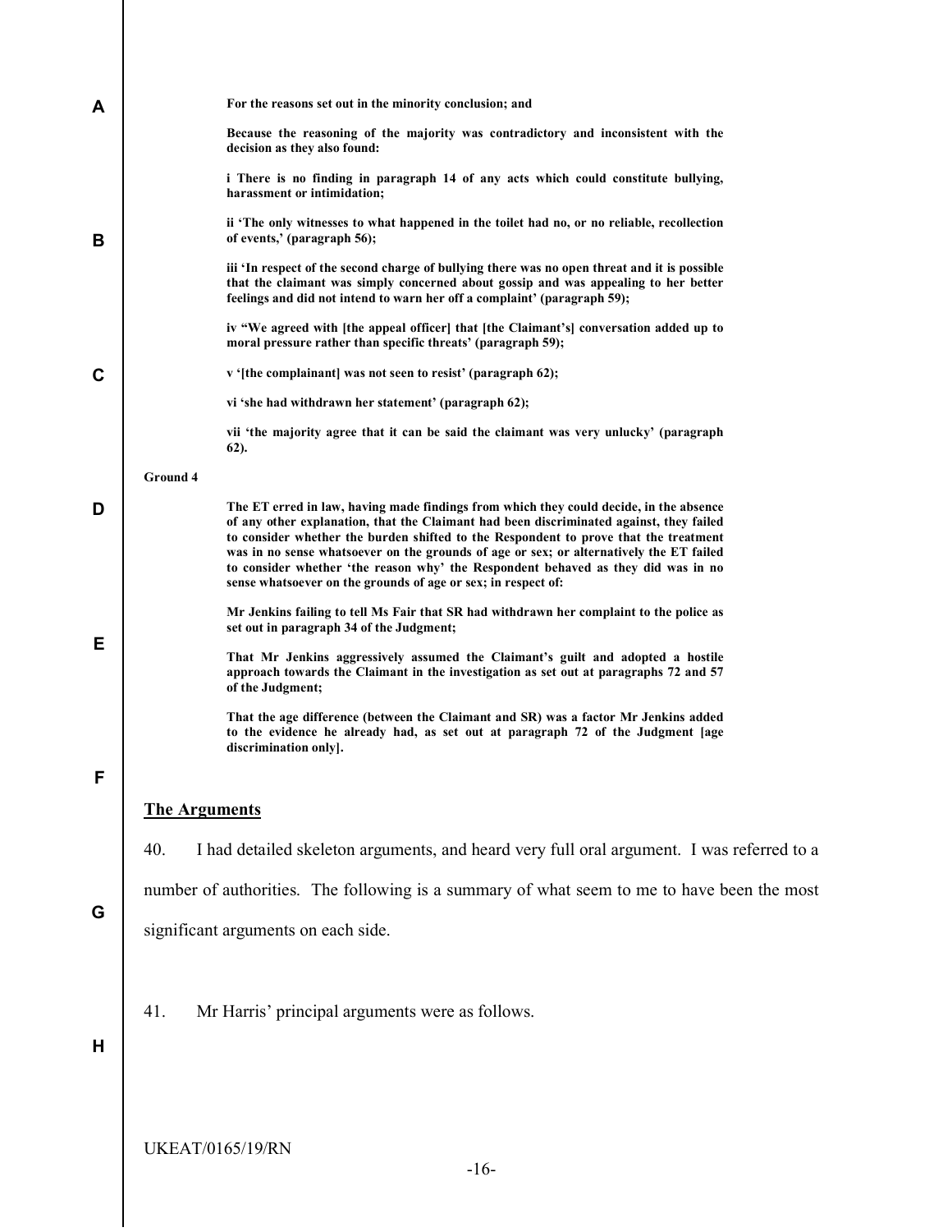**For the reasons set out in the minority conclusion; and**

**Because the reasoning of the majority was contradictory and inconsistent with the decision as they also found:**

**i There is no finding in paragraph 14 of any acts which could constitute bullying, harassment or intimidation;**

**ii 'The only witnesses to what happened in the toilet had no, or no reliable, recollection of events,' (paragraph 56);**

**iii 'In respect of the second charge of bullying there was no open threat and it is possible that the claimant was simply concerned about gossip and was appealing to her better feelings and did not intend to warn her off a complaint' (paragraph 59);**

**iv "We agreed with [the appeal officer] that [the Claimant's] conversation added up to moral pressure rather than specific threats' (paragraph 59);**

**v '[the complainant] was not seen to resist' (paragraph 62);**

**vi 'she had withdrawn her statement' (paragraph 62);**

**vii 'the majority agree that it can be said the claimant was very unlucky' (paragraph 62).**

**Ground 4**

**The ET erred in law, having made findings from which they could decide, in the absence of any other explanation, that the Claimant had been discriminated against, they failed to consider whether the burden shifted to the Respondent to prove that the treatment was in no sense whatsoever on the grounds of age or sex; or alternatively the ET failed to consider whether 'the reason why' the Respondent behaved as they did was in no sense whatsoever on the grounds of age or sex; in respect of:**

**Mr Jenkins failing to tell Ms Fair that SR had withdrawn her complaint to the police as set out in paragraph 34 of the Judgment;**

**That Mr Jenkins aggressively assumed the Claimant's guilt and adopted a hostile approach towards the Claimant in the investigation as set out at paragraphs 72 and 57 of the Judgment;**

**That the age difference (between the Claimant and SR) was a factor Mr Jenkins added to the evidence he already had, as set out at paragraph 72 of the Judgment [age discrimination only].**

## The Arguments

40. I had detailed skeleton arguments, and heard very full oral argument. I was referred to a number of authorities. The following is a summary of what seem to me to have been the most significant arguments on each side.

41. Mr Harris' principal arguments were as follows.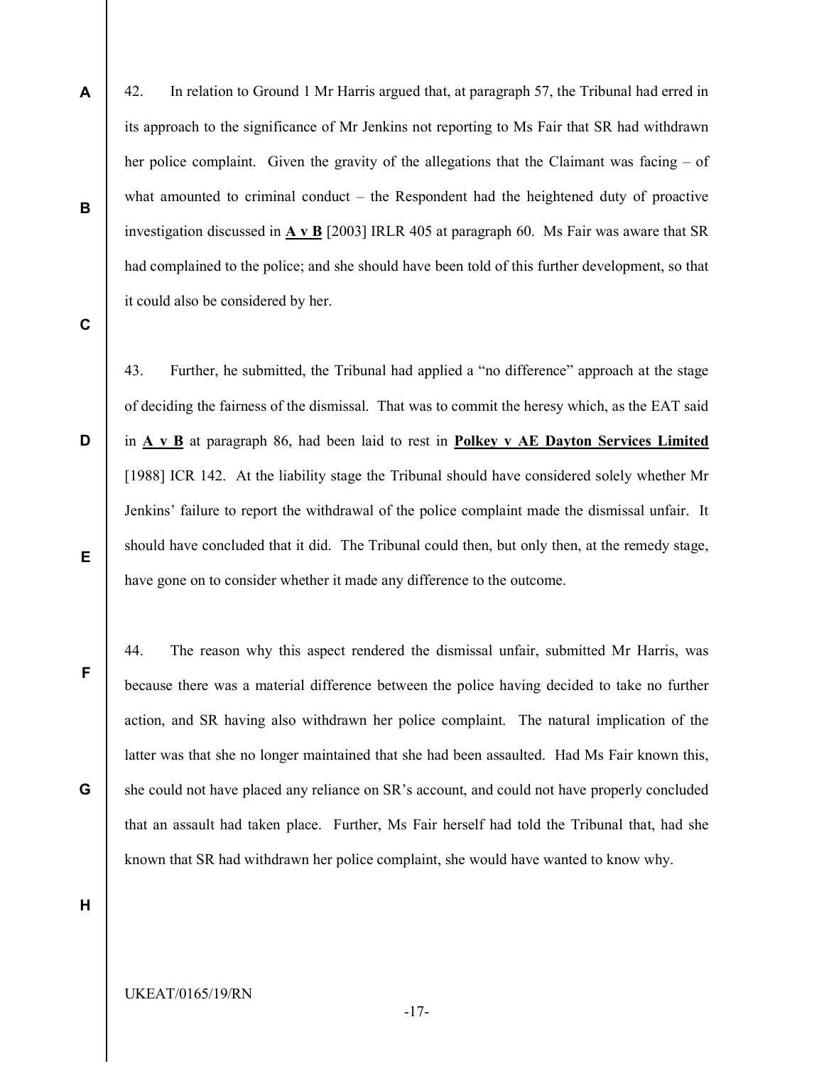42. In relation to Ground 1 Mr Harris argued that, at paragraph 57, the Tribunal had erred in its approach to the significance of Mr Jenkins not reporting to Ms Fair that SR had withdrawn her police complaint. Given the gravity of the allegations that the Claimant was facing – of what amounted to criminal conduct – the Respondent had the heightened duty of proactive investigation discussed in **A v B** [2003] IRLR 405 at paragraph 60. Ms Fair was aware that SR had complained to the police; and she should have been told of this further development, so that it could also be considered by her.

43. Further, he submitted, the Tribunal had applied a "no difference" approach at the stage of deciding the fairness of the dismissal. That was to commit the heresy which, as the EAT said in **A v B** at paragraph 86, had been laid to rest in **Polkey v AE Dayton Services Limited** [1988] ICR 142. At the liability stage the Tribunal should have considered solely whether Mr Jenkins' failure to report the withdrawal of the police complaint made the dismissal unfair. It should have concluded that it did. The Tribunal could then, but only then, at the remedy stage, have gone on to consider whether it made any difference to the outcome.

44. The reason why this aspect rendered the dismissal unfair, submitted Mr Harris, was because there was a material difference between the police having decided to take no further action, and SR having also withdrawn her police complaint. The natural implication of the latter was that she no longer maintained that she had been assaulted. Had Ms Fair known this, she could not have placed any reliance on SR's account, and could not have properly concluded that an assault had taken place. Further, Ms Fair herself had told the Tribunal that, had she known that SR had withdrawn her police complaint, she would have wanted to know why.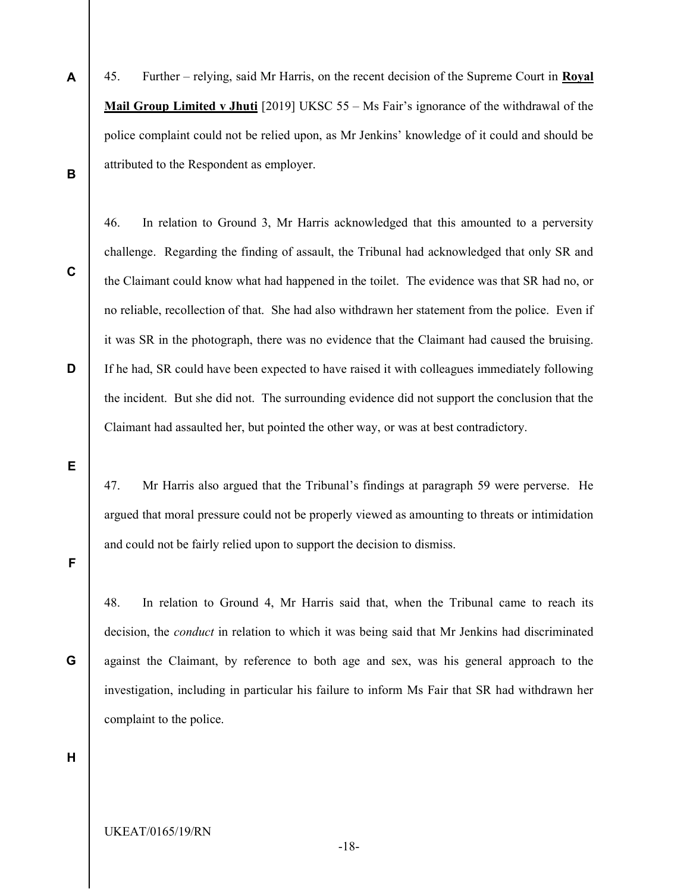45. Further – relying, said Mr Harris, on the recent decision of the Supreme Court in **Royal Mail Group Limited v Jhuti** [2019] UKSC 55 – Ms Fair's ignorance of the withdrawal of the police complaint could not be relied upon, as Mr Jenkins' knowledge of it could and should be attributed to the Respondent as employer.

46. In relation to Ground 3, Mr Harris acknowledged that this amounted to a perversity challenge. Regarding the finding of assault, the Tribunal had acknowledged that only SR and the Claimant could know what had happened in the toilet. The evidence was that SR had no, or no reliable, recollection of that. She had also withdrawn her statement from the police. Even if it was SR in the photograph, there was no evidence that the Claimant had caused the bruising. If he had, SR could have been expected to have raised it with colleagues immediately following the incident. But she did not. The surrounding evidence did not support the conclusion that the Claimant had assaulted her, but pointed the other way, or was at best contradictory.

47. Mr Harris also argued that the Tribunal's findings at paragraph 59 were perverse. He argued that moral pressure could not be properly viewed as amounting to threats or intimidation and could not be fairly relied upon to support the decision to dismiss.

48. In relation to Ground 4, Mr Harris said that, when the Tribunal came to reach its decision, the *conduct* in relation to which it was being said that Mr Jenkins had discriminated against the Claimant, by reference to both age and sex, was his general approach to the investigation, including in particular his failure to inform Ms Fair that SR had withdrawn her complaint to the police.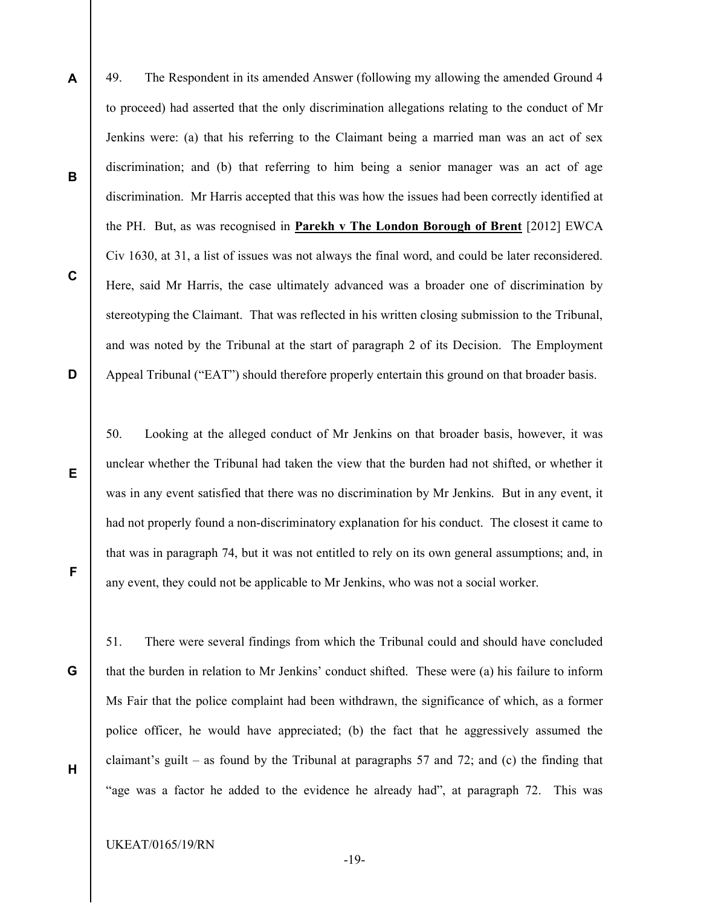49. The Respondent in its amended Answer (following my allowing the amended Ground 4 to proceed) had asserted that the only discrimination allegations relating to the conduct of Mr Jenkins were: (a) that his referring to the Claimant being a married man was an act of sex discrimination; and (b) that referring to him being a senior manager was an act of age discrimination. Mr Harris accepted that this was how the issues had been correctly identified at the PH. But, as was recognised in **Parekh v The London Borough of Brent** [2012] EWCA Civ 1630, at 31, a list of issues was not always the final word, and could be later reconsidered. Here, said Mr Harris, the case ultimately advanced was a broader one of discrimination by stereotyping the Claimant. That was reflected in his written closing submission to the Tribunal, and was noted by the Tribunal at the start of paragraph 2 of its Decision. The Employment Appeal Tribunal ("EAT") should therefore properly entertain this ground on that broader basis.

50. Looking at the alleged conduct of Mr Jenkins on that broader basis, however, it was unclear whether the Tribunal had taken the view that the burden had not shifted, or whether it was in any event satisfied that there was no discrimination by Mr Jenkins. But in any event, it had not properly found a non-discriminatory explanation for his conduct. The closest it came to that was in paragraph 74, but it was not entitled to rely on its own general assumptions; and, in any event, they could not be applicable to Mr Jenkins, who was not a social worker.

51. There were several findings from which the Tribunal could and should have concluded that the burden in relation to Mr Jenkins' conduct shifted. These were (a) his failure to inform Ms Fair that the police complaint had been withdrawn, the significance of which, as a former police officer, he would have appreciated; (b) the fact that he aggressively assumed the claimant's guilt – as found by the Tribunal at paragraphs 57 and 72; and (c) the finding that "age was a factor he added to the evidence he already had", at paragraph 72. This was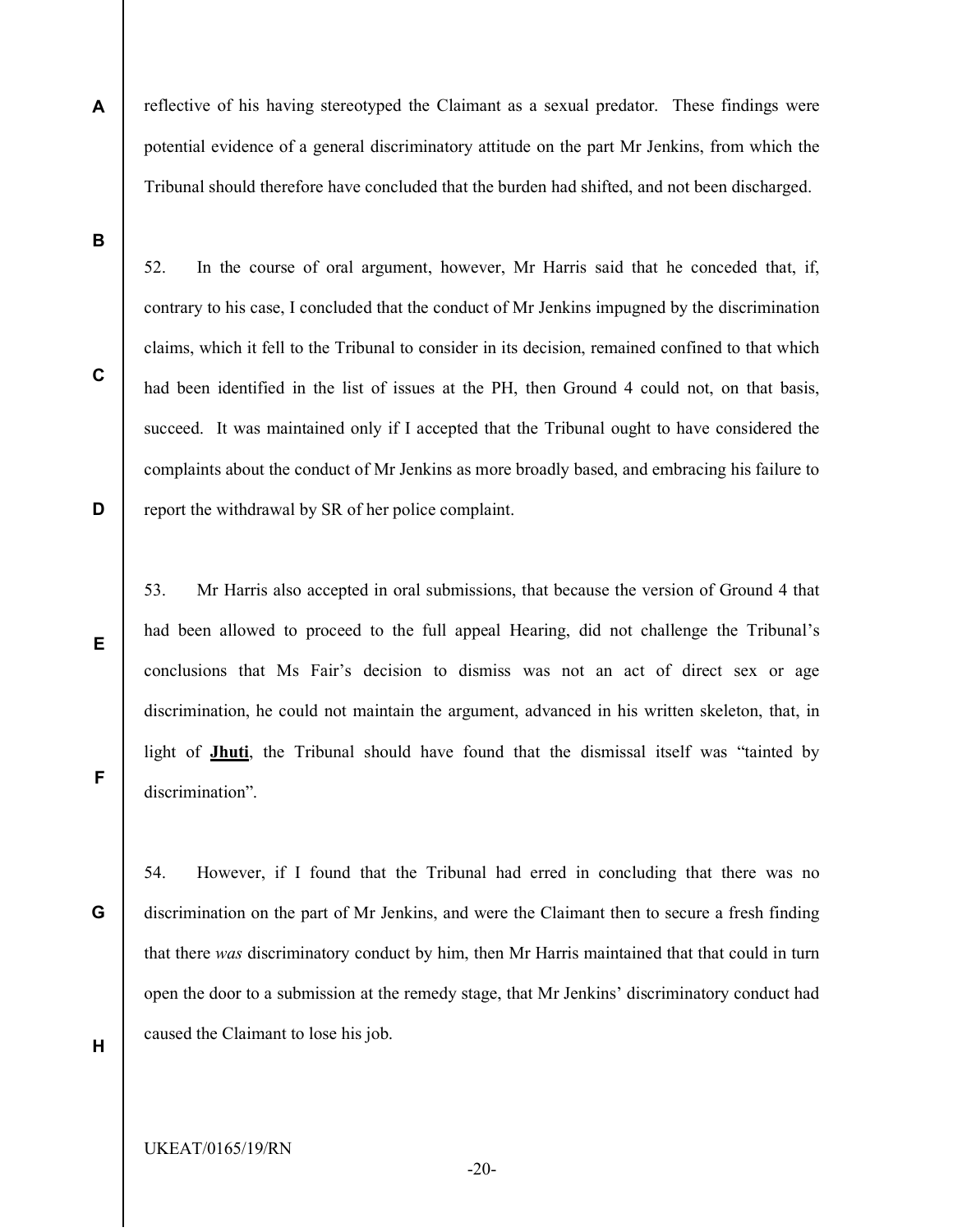reflective of his having stereotyped the Claimant as a sexual predator. These findings were potential evidence of a general discriminatory attitude on the part Mr Jenkins, from which the Tribunal should therefore have concluded that the burden had shifted, and not been discharged.

52. In the course of oral argument, however, Mr Harris said that he conceded that, if, contrary to his case, I concluded that the conduct of Mr Jenkins impugned by the discrimination claims, which it fell to the Tribunal to consider in its decision, remained confined to that which had been identified in the list of issues at the PH, then Ground 4 could not, on that basis, succeed. It was maintained only if I accepted that the Tribunal ought to have considered the complaints about the conduct of Mr Jenkins as more broadly based, and embracing his failure to report the withdrawal by SR of her police complaint.

53. Mr Harris also accepted in oral submissions, that because the version of Ground 4 that had been allowed to proceed to the full appeal Hearing, did not challenge the Tribunal's conclusions that Ms Fair's decision to dismiss was not an act of direct sex or age discrimination, he could not maintain the argument, advanced in his written skeleton, that, in light of **Jhuti**, the Tribunal should have found that the dismissal itself was "tainted by discrimination".

54. However, if I found that the Tribunal had erred in concluding that there was no discrimination on the part of Mr Jenkins, and were the Claimant then to secure a fresh finding that there *was* discriminatory conduct by him, then Mr Harris maintained that that could in turn open the door to a submission at the remedy stage, that Mr Jenkins' discriminatory conduct had caused the Claimant to lose his job.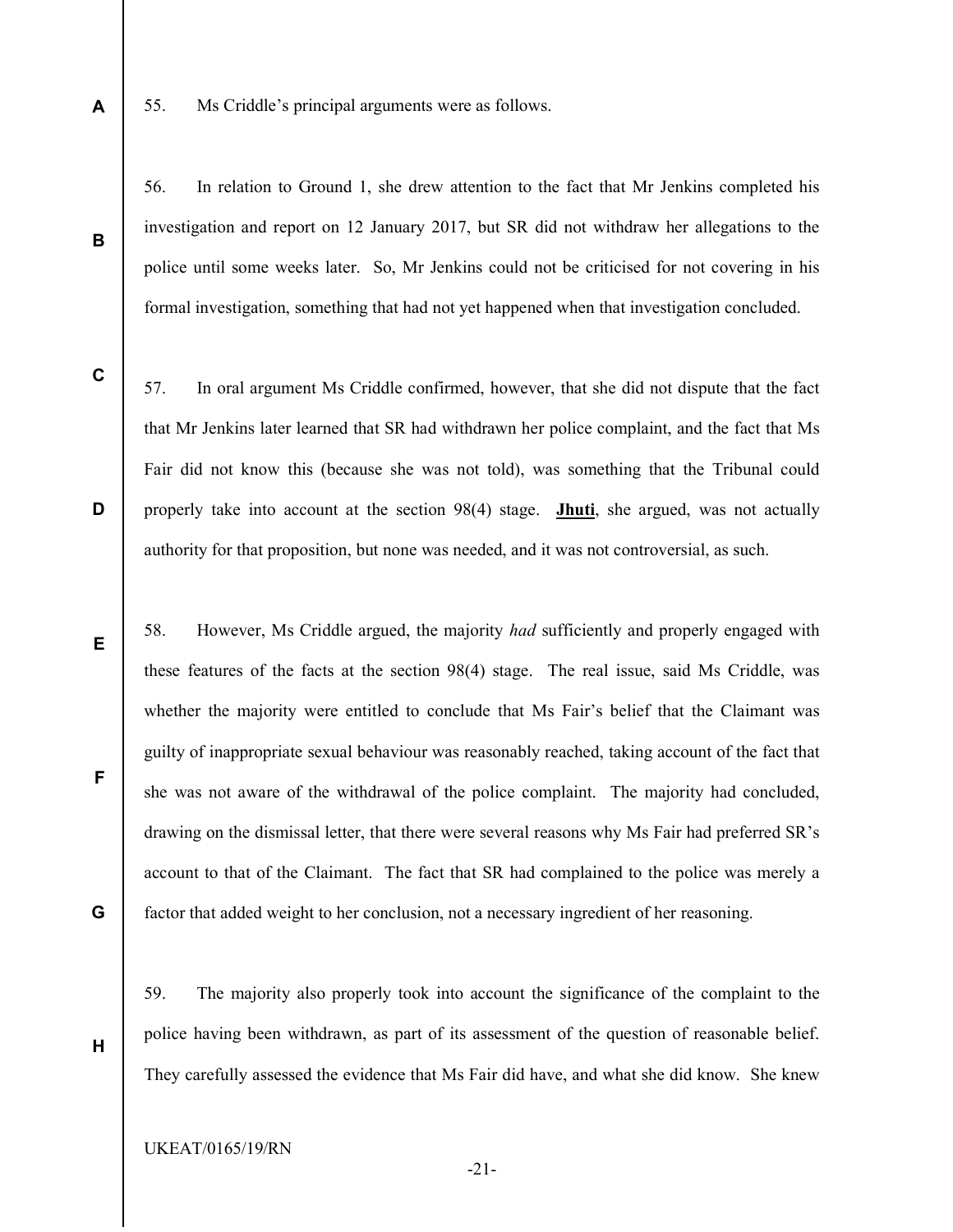55. Ms Criddle's principal arguments were as follows.

56. In relation to Ground 1, she drew attention to the fact that Mr Jenkins completed his investigation and report on 12 January 2017, but SR did not withdraw her allegations to the police until some weeks later. So, Mr Jenkins could not be criticised for not covering in his formal investigation, something that had not yet happened when that investigation concluded.

57. In oral argument Ms Criddle confirmed, however, that she did not dispute that the fact that Mr Jenkins later learned that SR had withdrawn her police complaint, and the fact that Ms Fair did not know this (because she was not told), was something that the Tribunal could properly take into account at the section 98(4) stage. **Jhuti**, she argued, was not actually authority for that proposition, but none was needed, and it was not controversial, as such.

58. However, Ms Criddle argued, the majority *had* sufficiently and properly engaged with these features of the facts at the section 98(4) stage. The real issue, said Ms Criddle, was whether the majority were entitled to conclude that Ms Fair's belief that the Claimant was guilty of inappropriate sexual behaviour was reasonably reached, taking account of the fact that she was not aware of the withdrawal of the police complaint. The majority had concluded, drawing on the dismissal letter, that there were several reasons why Ms Fair had preferred SR's account to that of the Claimant. The fact that SR had complained to the police was merely a factor that added weight to her conclusion, not a necessary ingredient of her reasoning.

59. The majority also properly took into account the significance of the complaint to the police having been withdrawn, as part of its assessment of the question of reasonable belief. They carefully assessed the evidence that Ms Fair did have, and what she did know. She knew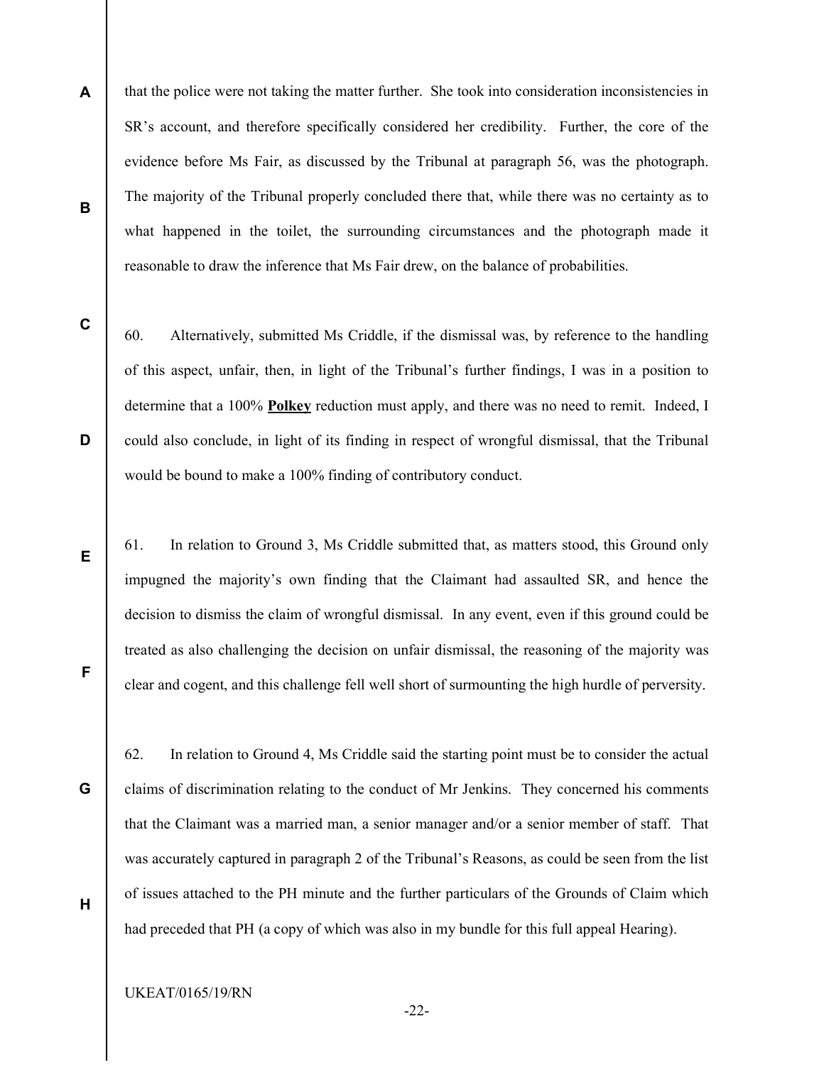that the police were not taking the matter further. She took into consideration inconsistencies in SR's account, and therefore specifically considered her credibility. Further, the core of the evidence before Ms Fair, as discussed by the Tribunal at paragraph 56, was the photograph. The majority of the Tribunal properly concluded there that, while there was no certainty as to what happened in the toilet, the surrounding circumstances and the photograph made it reasonable to draw the inference that Ms Fair drew, on the balance of probabilities.

60. Alternatively, submitted Ms Criddle, if the dismissal was, by reference to the handling of this aspect, unfair, then, in light of the Tribunal's further findings, I was in a position to determine that a 100% **Polkey** reduction must apply, and there was no need to remit. Indeed, I could also conclude, in light of its finding in respect of wrongful dismissal, that the Tribunal would be bound to make a 100% finding of contributory conduct.

61. In relation to Ground 3, Ms Criddle submitted that, as matters stood, this Ground only impugned the majority's own finding that the Claimant had assaulted SR, and hence the decision to dismiss the claim of wrongful dismissal. In any event, even if this ground could be treated as also challenging the decision on unfair dismissal, the reasoning of the majority was clear and cogent, and this challenge fell well short of surmounting the high hurdle of perversity.

62. In relation to Ground 4, Ms Criddle said the starting point must be to consider the actual claims of discrimination relating to the conduct of Mr Jenkins. They concerned his comments that the Claimant was a married man, a senior manager and/or a senior member of staff. That was accurately captured in paragraph 2 of the Tribunal's Reasons, as could be seen from the list of issues attached to the PH minute and the further particulars of the Grounds of Claim which had preceded that PH (a copy of which was also in my bundle for this full appeal Hearing).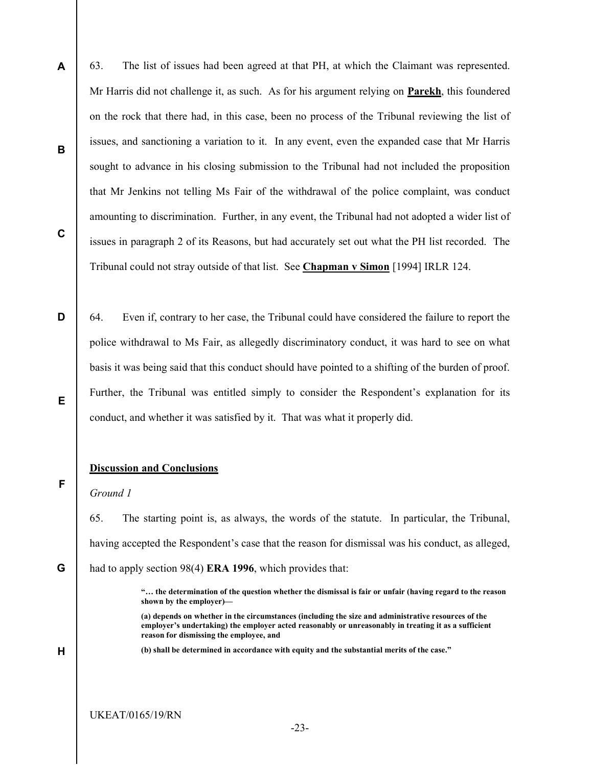63. The list of issues had been agreed at that PH, at which the Claimant was represented. Mr Harris did not challenge it, as such. As for his argument relying on **Parekh**, this foundered on the rock that there had, in this case, been no process of the Tribunal reviewing the list of issues, and sanctioning a variation to it. In any event, even the expanded case that Mr Harris sought to advance in his closing submission to the Tribunal had not included the proposition that Mr Jenkins not telling Ms Fair of the withdrawal of the police complaint, was conduct amounting to discrimination. Further, in any event, the Tribunal had not adopted a wider list of issues in paragraph 2 of its Reasons, but had accurately set out what the PH list recorded. The Tribunal could not stray outside of that list. See **Chapman v Simon** [1994] IRLR 124.

64. Even if, contrary to her case, the Tribunal could have considered the failure to report the police withdrawal to Ms Fair, as allegedly discriminatory conduct, it was hard to see on what basis it was being said that this conduct should have pointed to a shifting of the burden of proof. Further, the Tribunal was entitled simply to consider the Respondent's explanation for its conduct, and whether it was satisfied by it. That was what it properly did.

## Discussion and Conclusions

*Ground 1*

65. The starting point is, as always, the words of the statute. In particular, the Tribunal, having accepted the Respondent's case that the reason for dismissal was his conduct, as alleged, had to apply section 98(4) **ERA 1996**, which provides that:

> **"… the determination of the question whether the dismissal is fair or unfair (having regard to the reason shown by the employer)—**
>
> **(a) depends on whether in the circumstances (including the size and administrative resources of the employer's undertaking) the employer acted reasonably or unreasonably in treating it as a sufficient reason for dismissing the employee, and**
>
> **(b) shall be determined in accordance with equity and the substantial merits of the case."**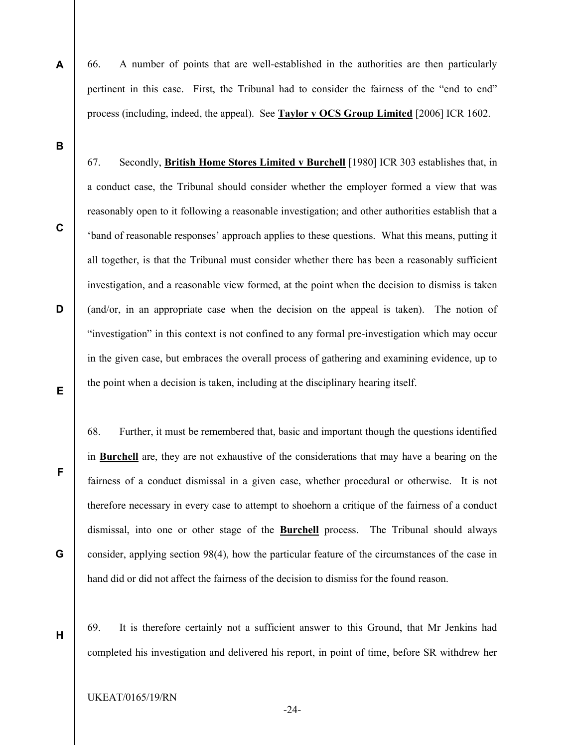66. A number of points that are well-established in the authorities are then particularly pertinent in this case. First, the Tribunal had to consider the fairness of the "end to end" process (including, indeed, the appeal). See **Taylor v OCS Group Limited** [2006] ICR 1602.

67. Secondly, **British Home Stores Limited v Burchell** [1980] ICR 303 establishes that, in a conduct case, the Tribunal should consider whether the employer formed a view that was reasonably open to it following a reasonable investigation; and other authorities establish that a 'band of reasonable responses' approach applies to these questions. What this means, putting it all together, is that the Tribunal must consider whether there has been a reasonably sufficient investigation, and a reasonable view formed, at the point when the decision to dismiss is taken (and/or, in an appropriate case when the decision on the appeal is taken). The notion of "investigation" in this context is not confined to any formal pre-investigation which may occur in the given case, but embraces the overall process of gathering and examining evidence, up to the point when a decision is taken, including at the disciplinary hearing itself.

68. Further, it must be remembered that, basic and important though the questions identified in **Burchell** are, they are not exhaustive of the considerations that may have a bearing on the fairness of a conduct dismissal in a given case, whether procedural or otherwise. It is not therefore necessary in every case to attempt to shoehorn a critique of the fairness of a conduct dismissal, into one or other stage of the **Burchell** process. The Tribunal should always consider, applying section 98(4), how the particular feature of the circumstances of the case in hand did or did not affect the fairness of the decision to dismiss for the found reason.

69. It is therefore certainly not a sufficient answer to this Ground, that Mr Jenkins had completed his investigation and delivered his report, in point of time, before SR withdrew her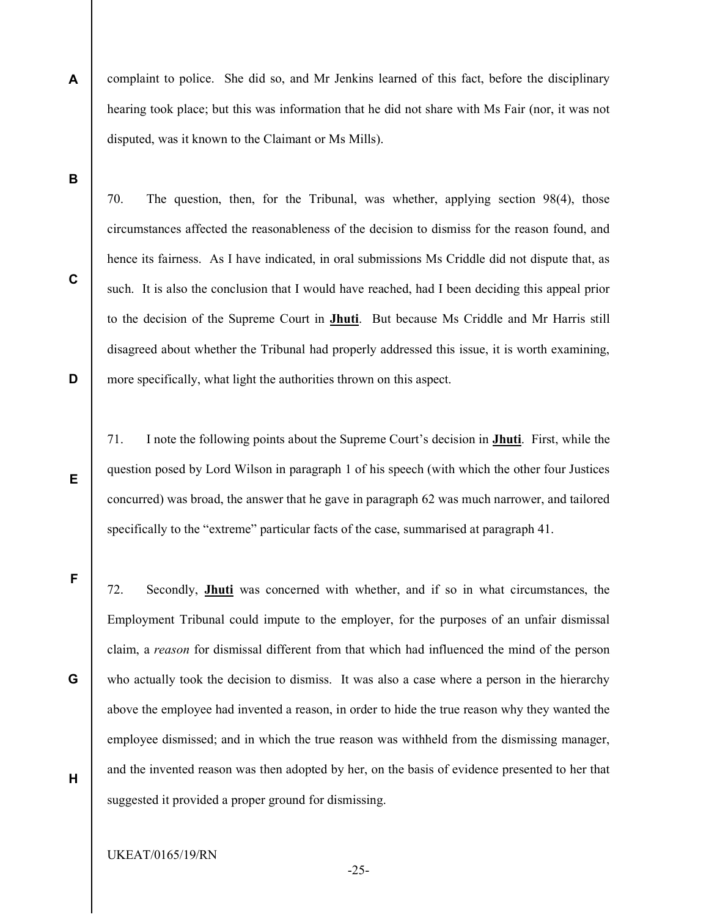complaint to police. She did so, and Mr Jenkins learned of this fact, before the disciplinary hearing took place; but this was information that he did not share with Ms Fair (nor, it was not disputed, was it known to the Claimant or Ms Mills).

70. The question, then, for the Tribunal, was whether, applying section 98(4), those circumstances affected the reasonableness of the decision to dismiss for the reason found, and hence its fairness. As I have indicated, in oral submissions Ms Criddle did not dispute that, as such. It is also the conclusion that I would have reached, had I been deciding this appeal prior to the decision of the Supreme Court in **Jhuti**. But because Ms Criddle and Mr Harris still disagreed about whether the Tribunal had properly addressed this issue, it is worth examining, more specifically, what light the authorities thrown on this aspect.

71. I note the following points about the Supreme Court's decision in **Jhuti**. First, while the question posed by Lord Wilson in paragraph 1 of his speech (with which the other four Justices concurred) was broad, the answer that he gave in paragraph 62 was much narrower, and tailored specifically to the "extreme" particular facts of the case, summarised at paragraph 41.

72. Secondly, **Jhuti** was concerned with whether, and if so in what circumstances, the Employment Tribunal could impute to the employer, for the purposes of an unfair dismissal claim, a *reason* for dismissal different from that which had influenced the mind of the person who actually took the decision to dismiss. It was also a case where a person in the hierarchy above the employee had invented a reason, in order to hide the true reason why they wanted the employee dismissed; and in which the true reason was withheld from the dismissing manager, and the invented reason was then adopted by her, on the basis of evidence presented to her that suggested it provided a proper ground for dismissing.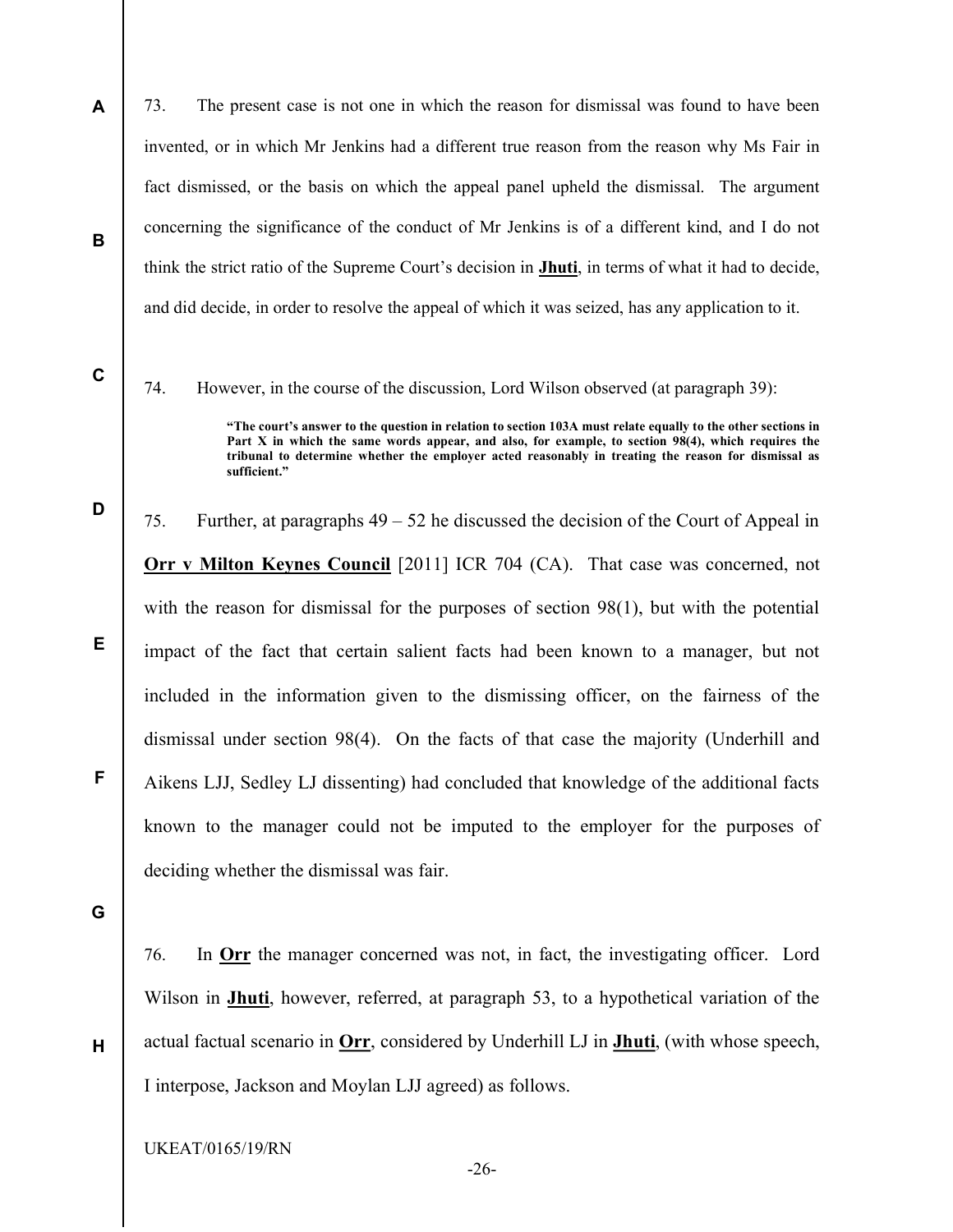73. The present case is not one in which the reason for dismissal was found to have been invented, or in which Mr Jenkins had a different true reason from the reason why Ms Fair in fact dismissed, or the basis on which the appeal panel upheld the dismissal. The argument concerning the significance of the conduct of Mr Jenkins is of a different kind, and I do not think the strict ratio of the Supreme Court's decision in **Jhuti**, in terms of what it had to decide, and did decide, in order to resolve the appeal of which it was seized, has any application to it.

74. However, in the course of the discussion, Lord Wilson observed (at paragraph 39):

> **"The court's answer to the question in relation to section 103A must relate equally to the other sections in Part X in which the same words appear, and also, for example, to section 98(4), which requires the tribunal to determine whether the employer acted reasonably in treating the reason for dismissal as sufficient."**

75. Further, at paragraphs 49 – 52 he discussed the decision of the Court of Appeal in **Orr v Milton Keynes Council** [2011] ICR 704 (CA). That case was concerned, not with the reason for dismissal for the purposes of section 98(1), but with the potential impact of the fact that certain salient facts had been known to a manager, but not included in the information given to the dismissing officer, on the fairness of the dismissal under section 98(4). On the facts of that case the majority (Underhill and Aikens LJJ, Sedley LJ dissenting) had concluded that knowledge of the additional facts known to the manager could not be imputed to the employer for the purposes of deciding whether the dismissal was fair.

76. In **Orr** the manager concerned was not, in fact, the investigating officer. Lord Wilson in **Jhuti**, however, referred, at paragraph 53, to a hypothetical variation of the actual factual scenario in **Orr**, considered by Underhill LJ in **Jhuti**, (with whose speech, I interpose, Jackson and Moylan LJJ agreed) as follows.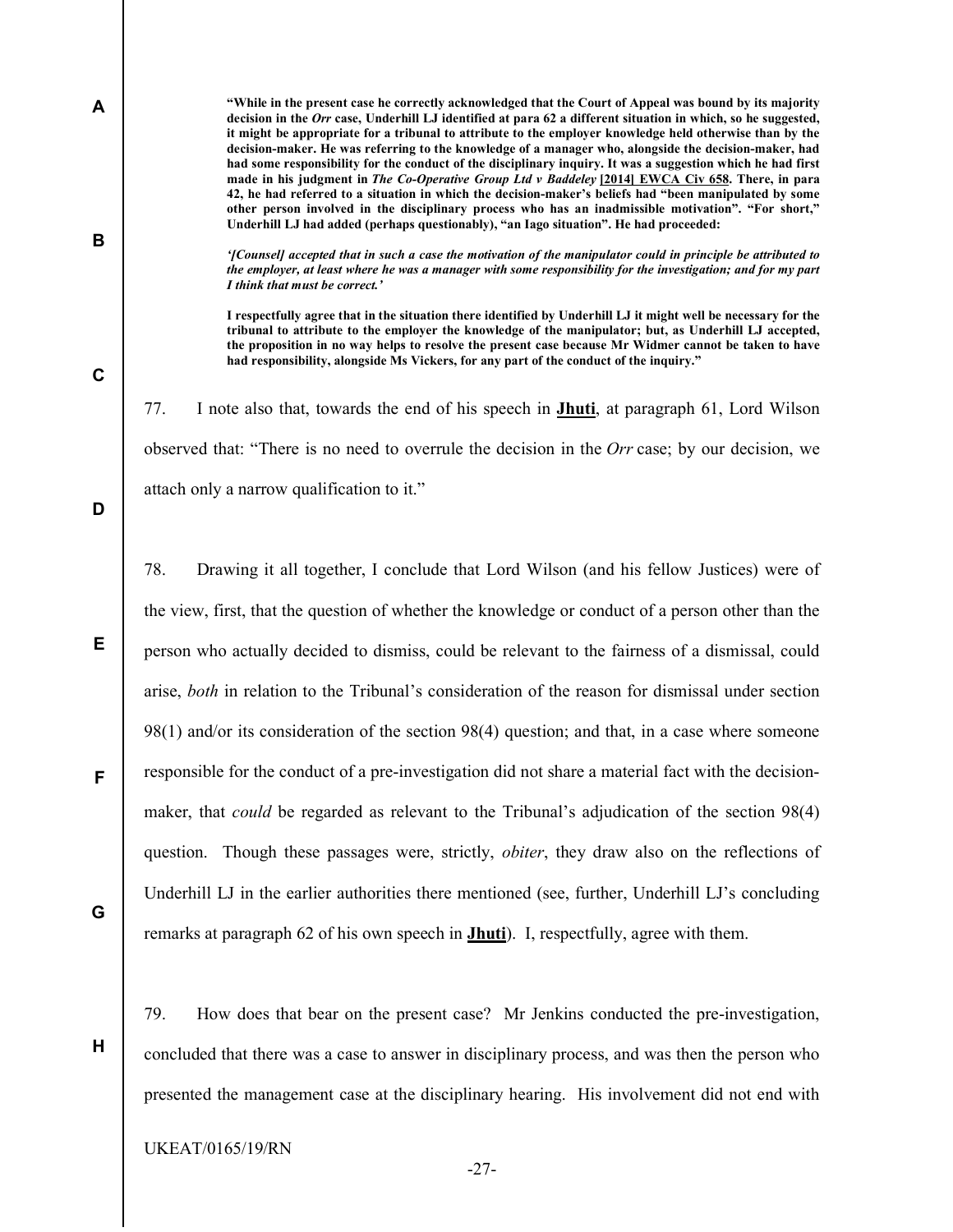> **"While in the present case he correctly acknowledged that the Court of Appeal was bound by its majority decision in the *Orr* case, Underhill LJ identified at para 62 a different situation in which, so he suggested, it might be appropriate for a tribunal to attribute to the employer knowledge held otherwise than by the decision-maker. He was referring to the knowledge of a manager who, alongside the decision-maker, had had some responsibility for the conduct of the disciplinary inquiry. It was a suggestion which he had first made in his judgment in *The Co-Operative Group Ltd v Baddeley* [2014] EWCA Civ 658. There, in para 42, he had referred to a situation in which the decision-maker's beliefs had "been manipulated by some other person involved in the disciplinary process who has an inadmissible motivation". "For short," Underhill LJ had added (perhaps questionably), "an Iago situation". He had proceeded:**
>
> ***'[Counsel] accepted that in such a case the motivation of the manipulator could in principle be attributed to the employer, at least where he was a manager with some responsibility for the investigation; and for my part I think that must be correct.'***
>
> **I respectfully agree that in the situation there identified by Underhill LJ it might well be necessary for the tribunal to attribute to the employer the knowledge of the manipulator; but, as Underhill LJ accepted, the proposition in no way helps to resolve the present case because Mr Widmer cannot be taken to have had responsibility, alongside Ms Vickers, for any part of the conduct of the inquiry."**

77. I note also that, towards the end of his speech in **Jhuti**, at paragraph 61, Lord Wilson observed that: "There is no need to overrule the decision in the *Orr* case; by our decision, we attach only a narrow qualification to it."

78. Drawing it all together, I conclude that Lord Wilson (and his fellow Justices) were of the view, first, that the question of whether the knowledge or conduct of a person other than the person who actually decided to dismiss, could be relevant to the fairness of a dismissal, could arise, *both* in relation to the Tribunal's consideration of the reason for dismissal under section 98(1) and/or its consideration of the section 98(4) question; and that, in a case where someone responsible for the conduct of a pre-investigation did not share a material fact with the decision-maker, that *could* be regarded as relevant to the Tribunal's adjudication of the section 98(4) question. Though these passages were, strictly, *obiter*, they draw also on the reflections of Underhill LJ in the earlier authorities there mentioned (see, further, Underhill LJ's concluding remarks at paragraph 62 of his own speech in **Jhuti**). I, respectfully, agree with them.

79. How does that bear on the present case? Mr Jenkins conducted the pre-investigation, concluded that there was a case to answer in disciplinary process, and was then the person who presented the management case at the disciplinary hearing. His involvement did not end with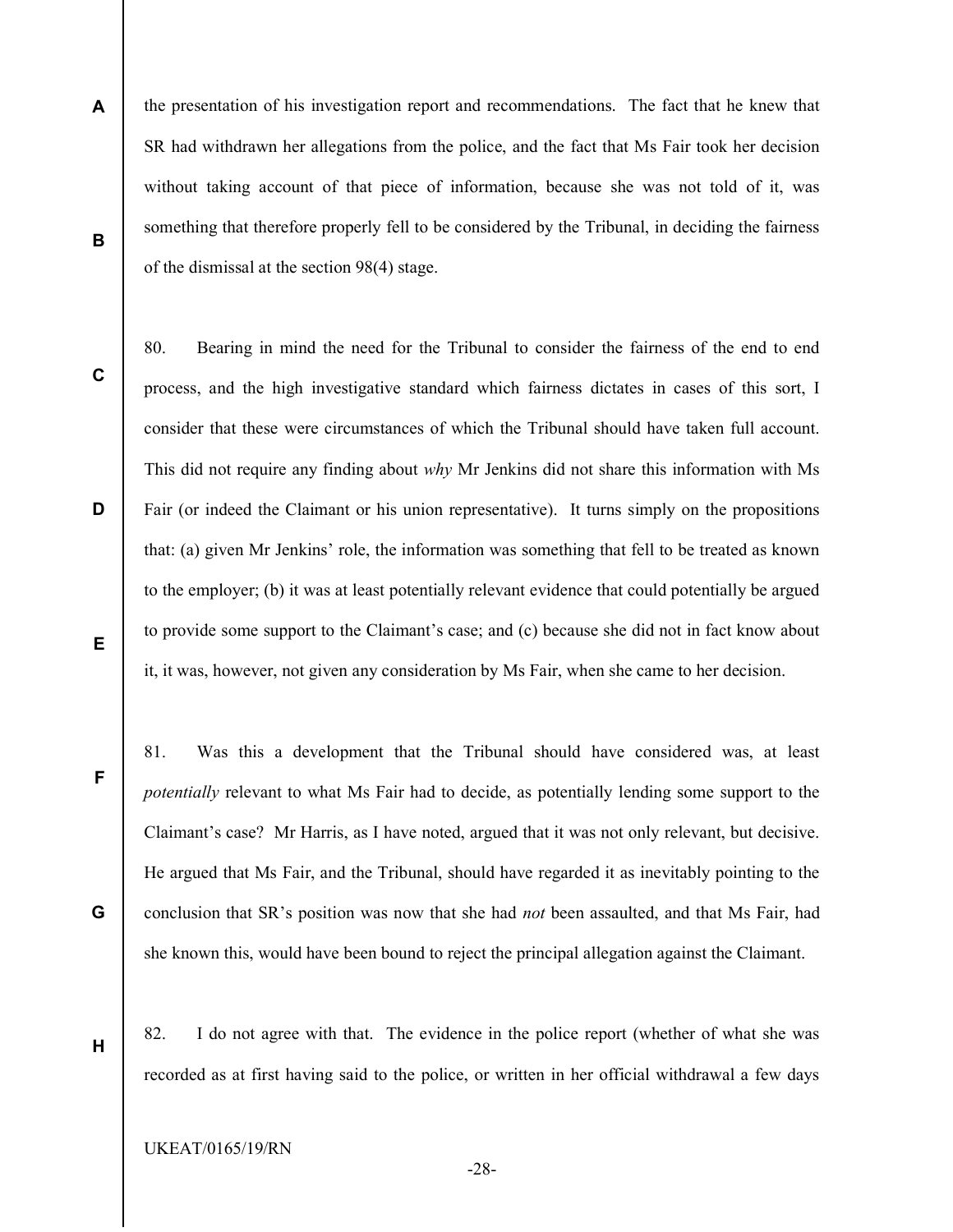the presentation of his investigation report and recommendations. The fact that he knew that SR had withdrawn her allegations from the police, and the fact that Ms Fair took her decision without taking account of that piece of information, because she was not told of it, was something that therefore properly fell to be considered by the Tribunal, in deciding the fairness of the dismissal at the section 98(4) stage.

80. Bearing in mind the need for the Tribunal to consider the fairness of the end to end process, and the high investigative standard which fairness dictates in cases of this sort, I consider that these were circumstances of which the Tribunal should have taken full account. This did not require any finding about *why* Mr Jenkins did not share this information with Ms Fair (or indeed the Claimant or his union representative). It turns simply on the propositions that: (a) given Mr Jenkins' role, the information was something that fell to be treated as known to the employer; (b) it was at least potentially relevant evidence that could potentially be argued to provide some support to the Claimant's case; and (c) because she did not in fact know about it, it was, however, not given any consideration by Ms Fair, when she came to her decision.

81. Was this a development that the Tribunal should have considered was, at least *potentially* relevant to what Ms Fair had to decide, as potentially lending some support to the Claimant's case? Mr Harris, as I have noted, argued that it was not only relevant, but decisive. He argued that Ms Fair, and the Tribunal, should have regarded it as inevitably pointing to the conclusion that SR's position was now that she had *not* been assaulted, and that Ms Fair, had she known this, would have been bound to reject the principal allegation against the Claimant.

82. I do not agree with that. The evidence in the police report (whether of what she was recorded as at first having said to the police, or written in her official withdrawal a few days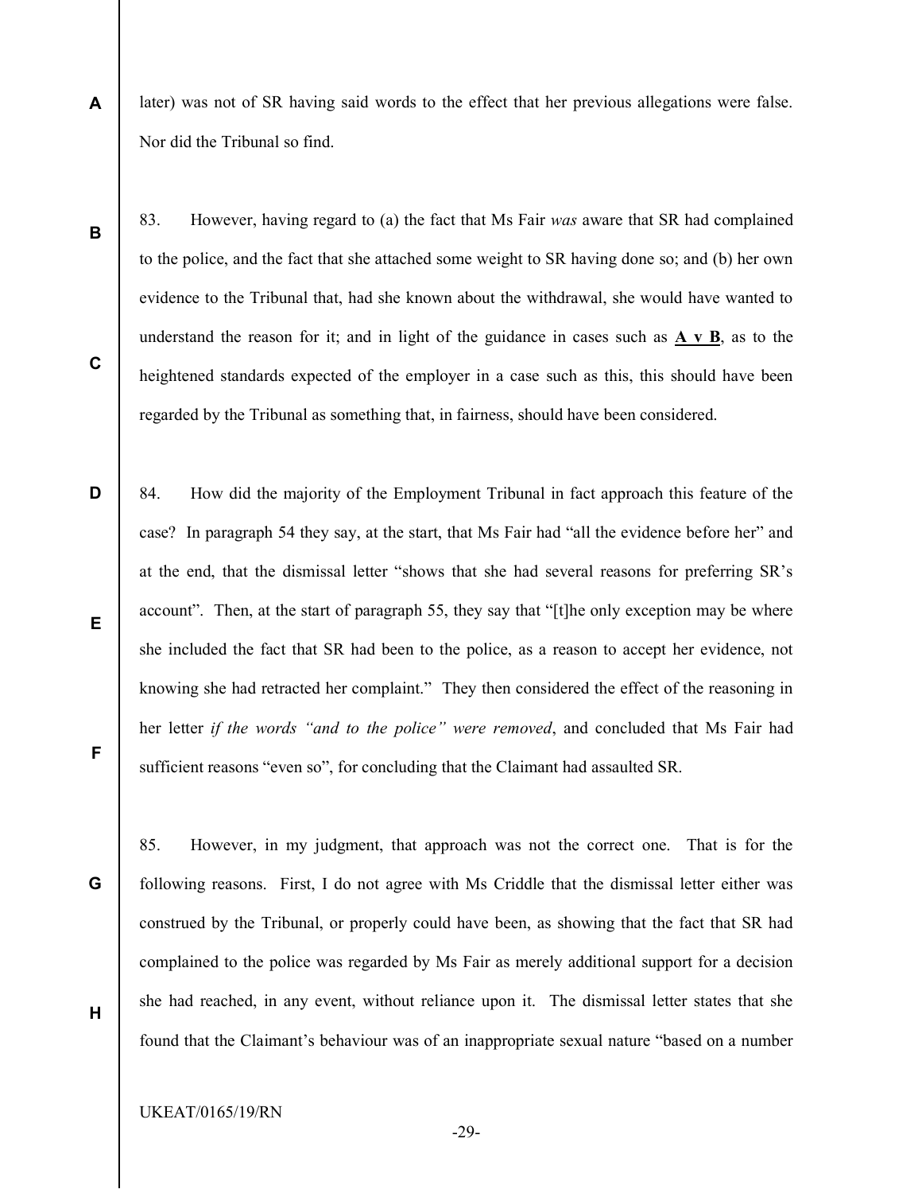later) was not of SR having said words to the effect that her previous allegations were false. Nor did the Tribunal so find.

83. However, having regard to (a) the fact that Ms Fair *was* aware that SR had complained to the police, and the fact that she attached some weight to SR having done so; and (b) her own evidence to the Tribunal that, had she known about the withdrawal, she would have wanted to understand the reason for it; and in light of the guidance in cases such as **A v B**, as to the heightened standards expected of the employer in a case such as this, this should have been regarded by the Tribunal as something that, in fairness, should have been considered.

84. How did the majority of the Employment Tribunal in fact approach this feature of the case? In paragraph 54 they say, at the start, that Ms Fair had "all the evidence before her" and at the end, that the dismissal letter "shows that she had several reasons for preferring SR's account". Then, at the start of paragraph 55, they say that "[t]he only exception may be where she included the fact that SR had been to the police, as a reason to accept her evidence, not knowing she had retracted her complaint." They then considered the effect of the reasoning in her letter *if the words "and to the police" were removed*, and concluded that Ms Fair had sufficient reasons "even so", for concluding that the Claimant had assaulted SR.

85. However, in my judgment, that approach was not the correct one. That is for the following reasons. First, I do not agree with Ms Criddle that the dismissal letter either was construed by the Tribunal, or properly could have been, as showing that the fact that SR had complained to the police was regarded by Ms Fair as merely additional support for a decision she had reached, in any event, without reliance upon it. The dismissal letter states that she found that the Claimant's behaviour was of an inappropriate sexual nature "based on a number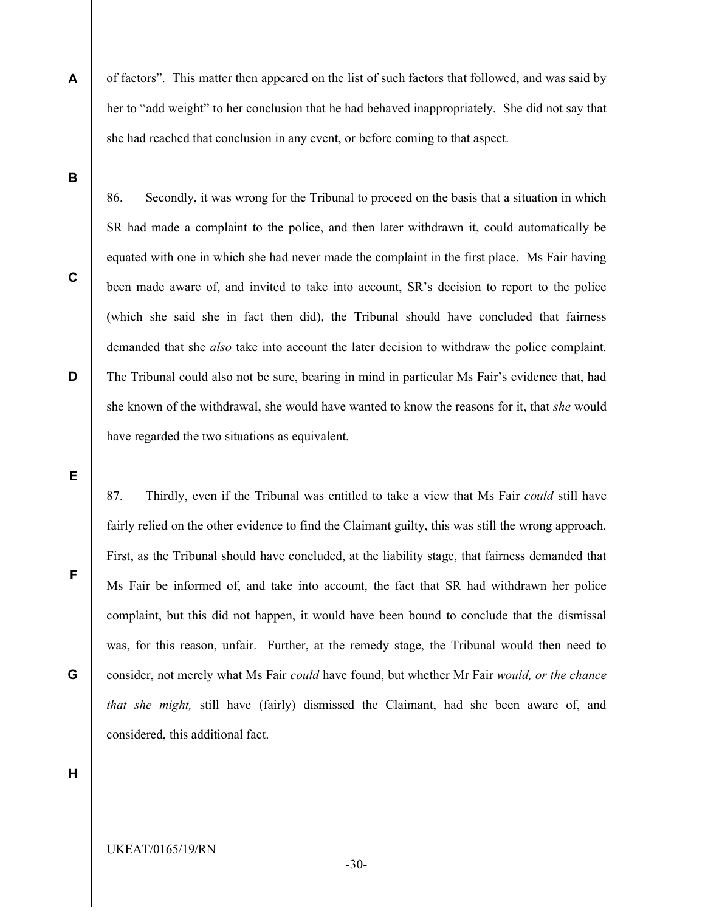of factors". This matter then appeared on the list of such factors that followed, and was said by her to "add weight" to her conclusion that he had behaved inappropriately. She did not say that she had reached that conclusion in any event, or before coming to that aspect.

86. Secondly, it was wrong for the Tribunal to proceed on the basis that a situation in which SR had made a complaint to the police, and then later withdrawn it, could automatically be equated with one in which she had never made the complaint in the first place. Ms Fair having been made aware of, and invited to take into account, SR's decision to report to the police (which she said she in fact then did), the Tribunal should have concluded that fairness demanded that she *also* take into account the later decision to withdraw the police complaint. The Tribunal could also not be sure, bearing in mind in particular Ms Fair's evidence that, had she known of the withdrawal, she would have wanted to know the reasons for it, that *she* would have regarded the two situations as equivalent.

87. Thirdly, even if the Tribunal was entitled to take a view that Ms Fair *could* still have fairly relied on the other evidence to find the Claimant guilty, this was still the wrong approach. First, as the Tribunal should have concluded, at the liability stage, that fairness demanded that Ms Fair be informed of, and take into account, the fact that SR had withdrawn her police complaint, but this did not happen, it would have been bound to conclude that the dismissal was, for this reason, unfair. Further, at the remedy stage, the Tribunal would then need to consider, not merely what Ms Fair *could* have found, but whether Mr Fair *would, or the chance that she might,* still have (fairly) dismissed the Claimant, had she been aware of, and considered, this additional fact.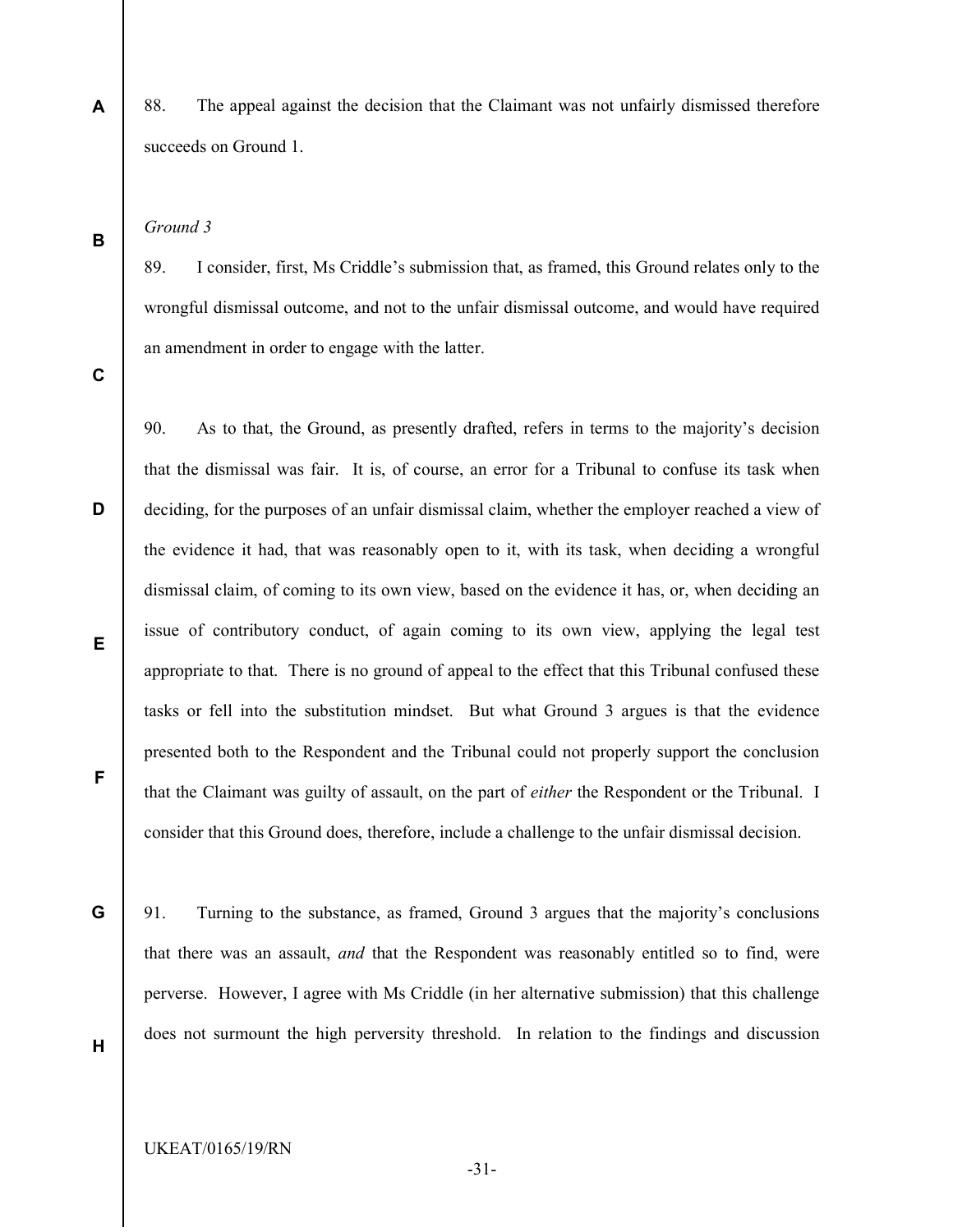88. The appeal against the decision that the Claimant was not unfairly dismissed therefore succeeds on Ground 1.

*Ground 3*

89. I consider, first, Ms Criddle's submission that, as framed, this Ground relates only to the wrongful dismissal outcome, and not to the unfair dismissal outcome, and would have required an amendment in order to engage with the latter.

90. As to that, the Ground, as presently drafted, refers in terms to the majority's decision that the dismissal was fair. It is, of course, an error for a Tribunal to confuse its task when deciding, for the purposes of an unfair dismissal claim, whether the employer reached a view of the evidence it had, that was reasonably open to it, with its task, when deciding a wrongful dismissal claim, of coming to its own view, based on the evidence it has, or, when deciding an issue of contributory conduct, of again coming to its own view, applying the legal test appropriate to that. There is no ground of appeal to the effect that this Tribunal confused these tasks or fell into the substitution mindset. But what Ground 3 argues is that the evidence presented both to the Respondent and the Tribunal could not properly support the conclusion that the Claimant was guilty of assault, on the part of *either* the Respondent or the Tribunal. I consider that this Ground does, therefore, include a challenge to the unfair dismissal decision.

91. Turning to the substance, as framed, Ground 3 argues that the majority's conclusions that there was an assault, *and* that the Respondent was reasonably entitled so to find, were perverse. However, I agree with Ms Criddle (in her alternative submission) that this challenge does not surmount the high perversity threshold. In relation to the findings and discussion

UKEAT/0165/19/RN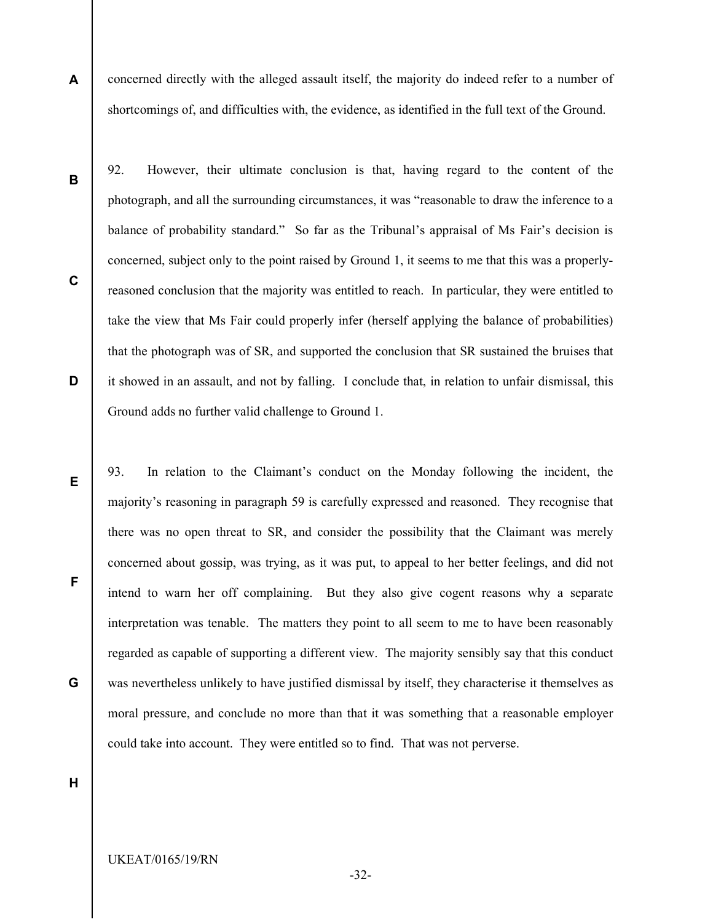concerned directly with the alleged assault itself, the majority do indeed refer to a number of shortcomings of, and difficulties with, the evidence, as identified in the full text of the Ground.

92. However, their ultimate conclusion is that, having regard to the content of the photograph, and all the surrounding circumstances, it was "reasonable to draw the inference to a balance of probability standard." So far as the Tribunal's appraisal of Ms Fair's decision is concerned, subject only to the point raised by Ground 1, it seems to me that this was a properly-reasoned conclusion that the majority was entitled to reach. In particular, they were entitled to take the view that Ms Fair could properly infer (herself applying the balance of probabilities) that the photograph was of SR, and supported the conclusion that SR sustained the bruises that it showed in an assault, and not by falling. I conclude that, in relation to unfair dismissal, this Ground adds no further valid challenge to Ground 1.

93. In relation to the Claimant's conduct on the Monday following the incident, the majority's reasoning in paragraph 59 is carefully expressed and reasoned. They recognise that there was no open threat to SR, and consider the possibility that the Claimant was merely concerned about gossip, was trying, as it was put, to appeal to her better feelings, and did not intend to warn her off complaining. But they also give cogent reasons why a separate interpretation was tenable. The matters they point to all seem to me to have been reasonably regarded as capable of supporting a different view. The majority sensibly say that this conduct was nevertheless unlikely to have justified dismissal by itself, they characterise it themselves as moral pressure, and conclude no more than that it was something that a reasonable employer could take into account. They were entitled so to find. That was not perverse.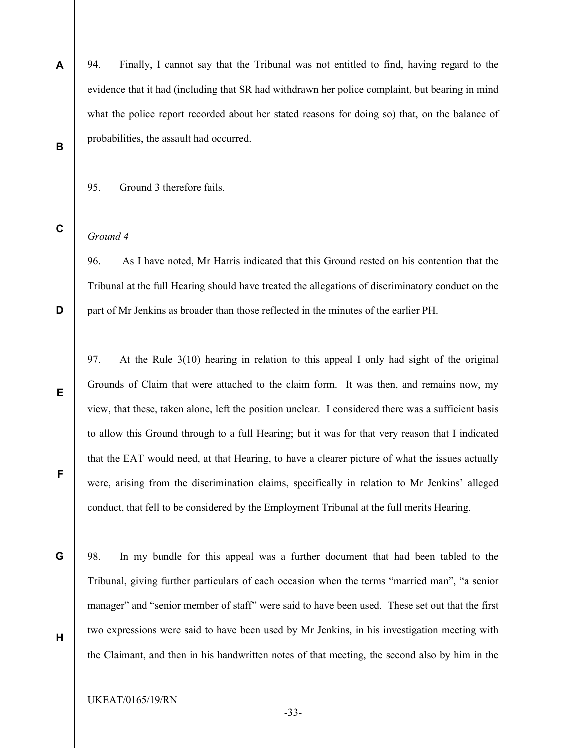94. Finally, I cannot say that the Tribunal was not entitled to find, having regard to the evidence that it had (including that SR had withdrawn her police complaint, but bearing in mind what the police report recorded about her stated reasons for doing so) that, on the balance of probabilities, the assault had occurred.

95. Ground 3 therefore fails.

*Ground 4*

96. As I have noted, Mr Harris indicated that this Ground rested on his contention that the Tribunal at the full Hearing should have treated the allegations of discriminatory conduct on the part of Mr Jenkins as broader than those reflected in the minutes of the earlier PH.

97. At the Rule 3(10) hearing in relation to this appeal I only had sight of the original Grounds of Claim that were attached to the claim form. It was then, and remains now, my view, that these, taken alone, left the position unclear. I considered there was a sufficient basis to allow this Ground through to a full Hearing; but it was for that very reason that I indicated that the EAT would need, at that Hearing, to have a clearer picture of what the issues actually were, arising from the discrimination claims, specifically in relation to Mr Jenkins' alleged conduct, that fell to be considered by the Employment Tribunal at the full merits Hearing.

98. In my bundle for this appeal was a further document that had been tabled to the Tribunal, giving further particulars of each occasion when the terms "married man", "a senior manager" and "senior member of staff" were said to have been used. These set out that the first two expressions were said to have been used by Mr Jenkins, in his investigation meeting with the Claimant, and then in his handwritten notes of that meeting, the second also by him in the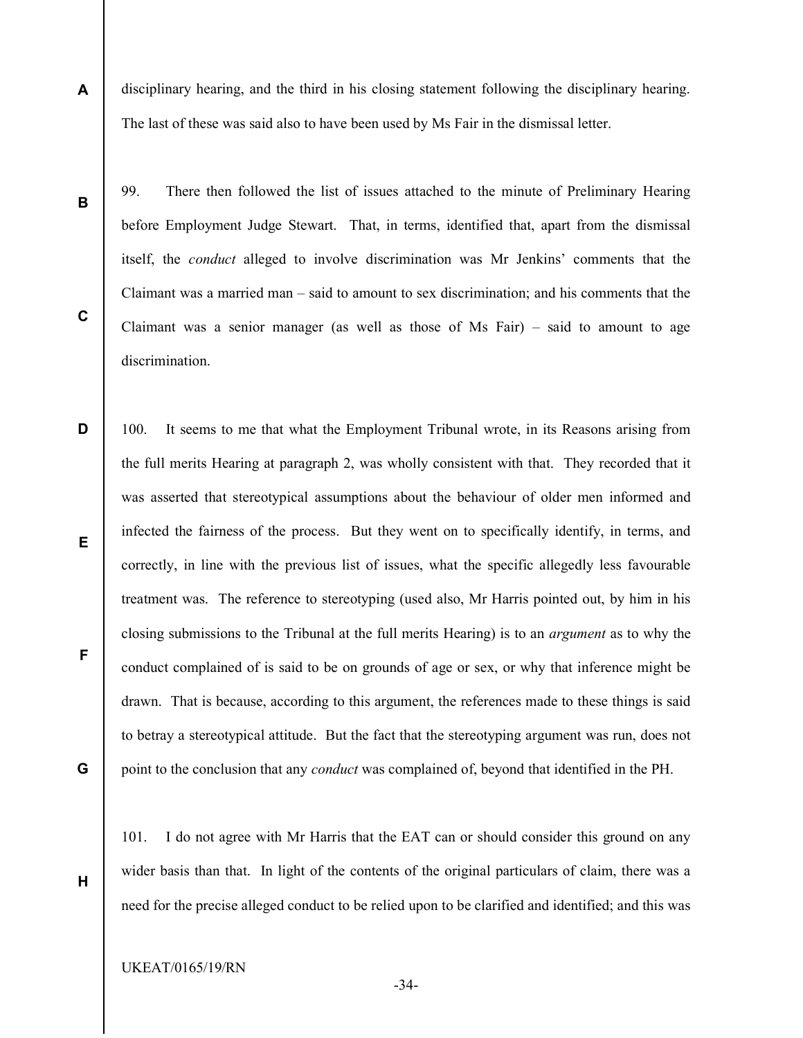disciplinary hearing, and the third in his closing statement following the disciplinary hearing. The last of these was said also to have been used by Ms Fair in the dismissal letter.

99. There then followed the list of issues attached to the minute of Preliminary Hearing before Employment Judge Stewart. That, in terms, identified that, apart from the dismissal itself, the *conduct* alleged to involve discrimination was Mr Jenkins' comments that the Claimant was a married man – said to amount to sex discrimination; and his comments that the Claimant was a senior manager (as well as those of Ms Fair) – said to amount to age discrimination.

100. It seems to me that what the Employment Tribunal wrote, in its Reasons arising from the full merits Hearing at paragraph 2, was wholly consistent with that. They recorded that it was asserted that stereotypical assumptions about the behaviour of older men informed and infected the fairness of the process. But they went on to specifically identify, in terms, and correctly, in line with the previous list of issues, what the specific allegedly less favourable treatment was. The reference to stereotyping (used also, Mr Harris pointed out, by him in his closing submissions to the Tribunal at the full merits Hearing) is to an *argument* as to why the conduct complained of is said to be on grounds of age or sex, or why that inference might be drawn. That is because, according to this argument, the references made to these things is said to betray a stereotypical attitude. But the fact that the stereotyping argument was run, does not point to the conclusion that any *conduct* was complained of, beyond that identified in the PH.

101. I do not agree with Mr Harris that the EAT can or should consider this ground on any wider basis than that. In light of the contents of the original particulars of claim, there was a need for the precise alleged conduct to be relied upon to be clarified and identified; and this was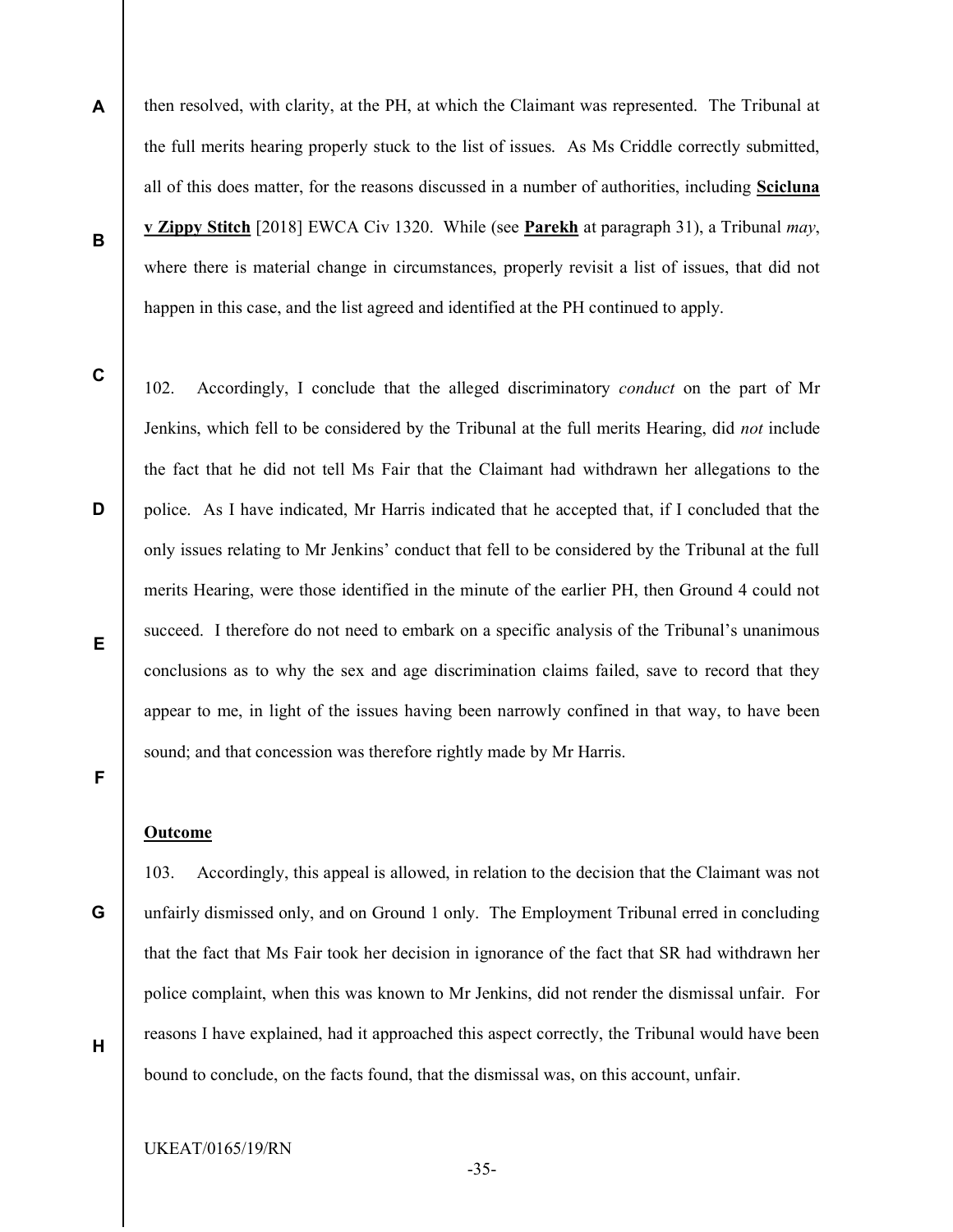then resolved, with clarity, at the PH, at which the Claimant was represented. The Tribunal at the full merits hearing properly stuck to the list of issues. As Ms Criddle correctly submitted, all of this does matter, for the reasons discussed in a number of authorities, including **Scicluna v Zippy Stitch** [2018] EWCA Civ 1320. While (see **Parekh** at paragraph 31), a Tribunal *may*, where there is material change in circumstances, properly revisit a list of issues, that did not happen in this case, and the list agreed and identified at the PH continued to apply.

102. Accordingly, I conclude that the alleged discriminatory *conduct* on the part of Mr Jenkins, which fell to be considered by the Tribunal at the full merits Hearing, did *not* include the fact that he did not tell Ms Fair that the Claimant had withdrawn her allegations to the police. As I have indicated, Mr Harris indicated that he accepted that, if I concluded that the only issues relating to Mr Jenkins' conduct that fell to be considered by the Tribunal at the full merits Hearing, were those identified in the minute of the earlier PH, then Ground 4 could not succeed. I therefore do not need to embark on a specific analysis of the Tribunal's unanimous conclusions as to why the sex and age discrimination claims failed, save to record that they appear to me, in light of the issues having been narrowly confined in that way, to have been sound; and that concession was therefore rightly made by Mr Harris.

**Outcome**

103. Accordingly, this appeal is allowed, in relation to the decision that the Claimant was not unfairly dismissed only, and on Ground 1 only. The Employment Tribunal erred in concluding that the fact that Ms Fair took her decision in ignorance of the fact that SR had withdrawn her police complaint, when this was known to Mr Jenkins, did not render the dismissal unfair. For reasons I have explained, had it approached this aspect correctly, the Tribunal would have been bound to conclude, on the facts found, that the dismissal was, on this account, unfair.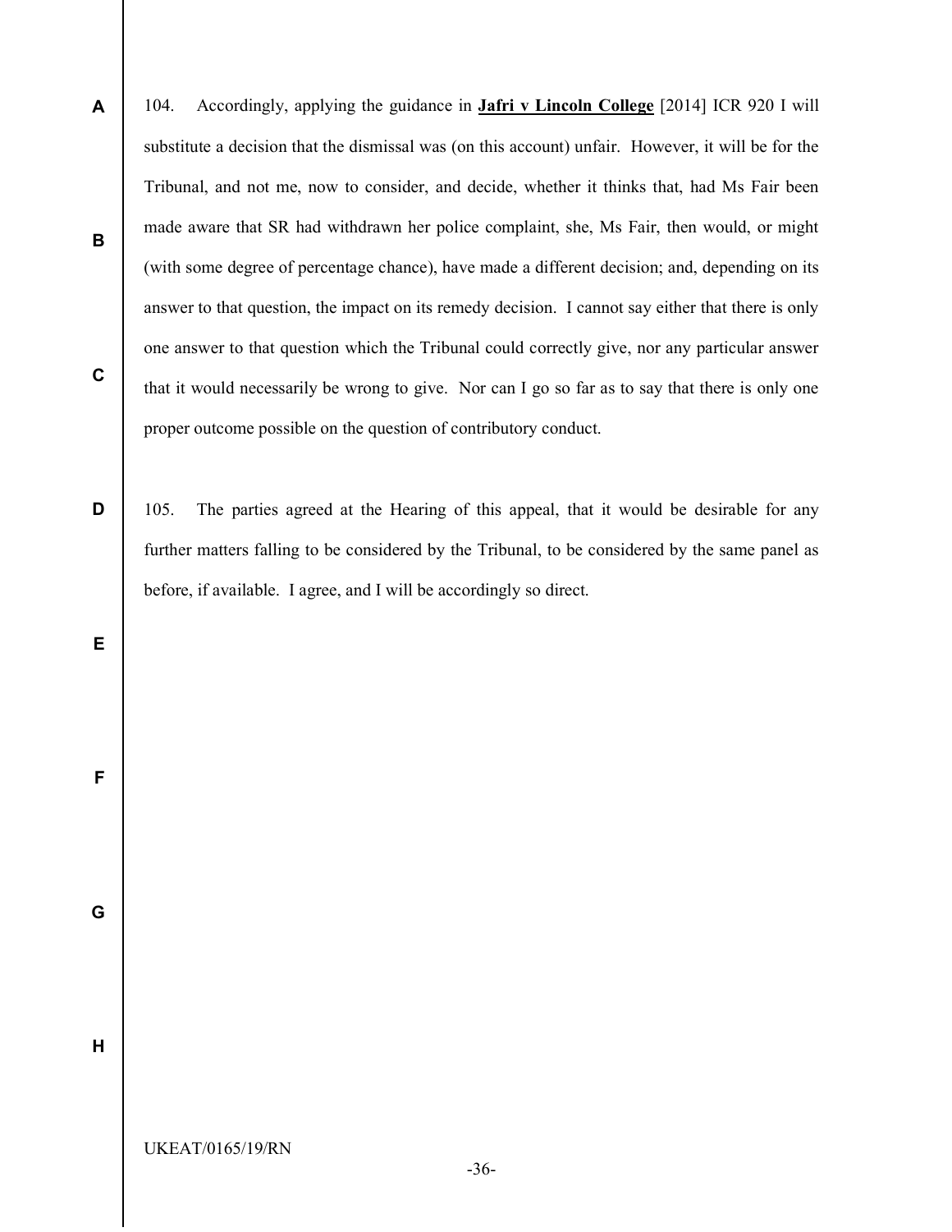104. Accordingly, applying the guidance in **Jafri v Lincoln College** [2014] ICR 920 I will substitute a decision that the dismissal was (on this account) unfair. However, it will be for the Tribunal, and not me, now to consider, and decide, whether it thinks that, had Ms Fair been made aware that SR had withdrawn her police complaint, she, Ms Fair, then would, or might (with some degree of percentage chance), have made a different decision; and, depending on its answer to that question, the impact on its remedy decision. I cannot say either that there is only one answer to that question which the Tribunal could correctly give, nor any particular answer that it would necessarily be wrong to give. Nor can I go so far as to say that there is only one proper outcome possible on the question of contributory conduct.

105. The parties agreed at the Hearing of this appeal, that it would be desirable for any further matters falling to be considered by the Tribunal, to be considered by the same panel as before, if available. I agree, and I will be accordingly so direct.